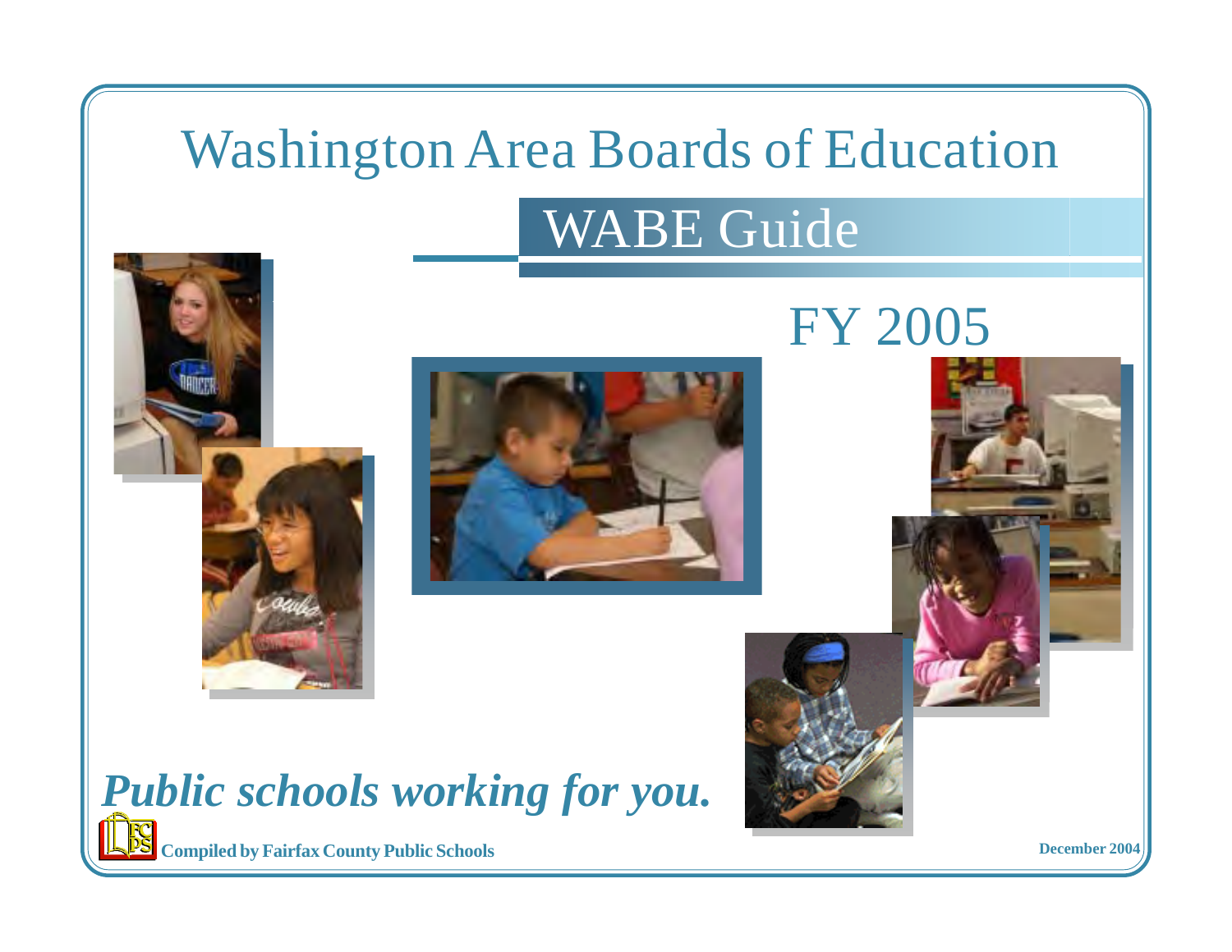# Washington Area Boards of Education

## WABE Guide

## FY 2005

***Public schools working for you.***

**Compiled by Fairfax County Public Schools**

**December 2004**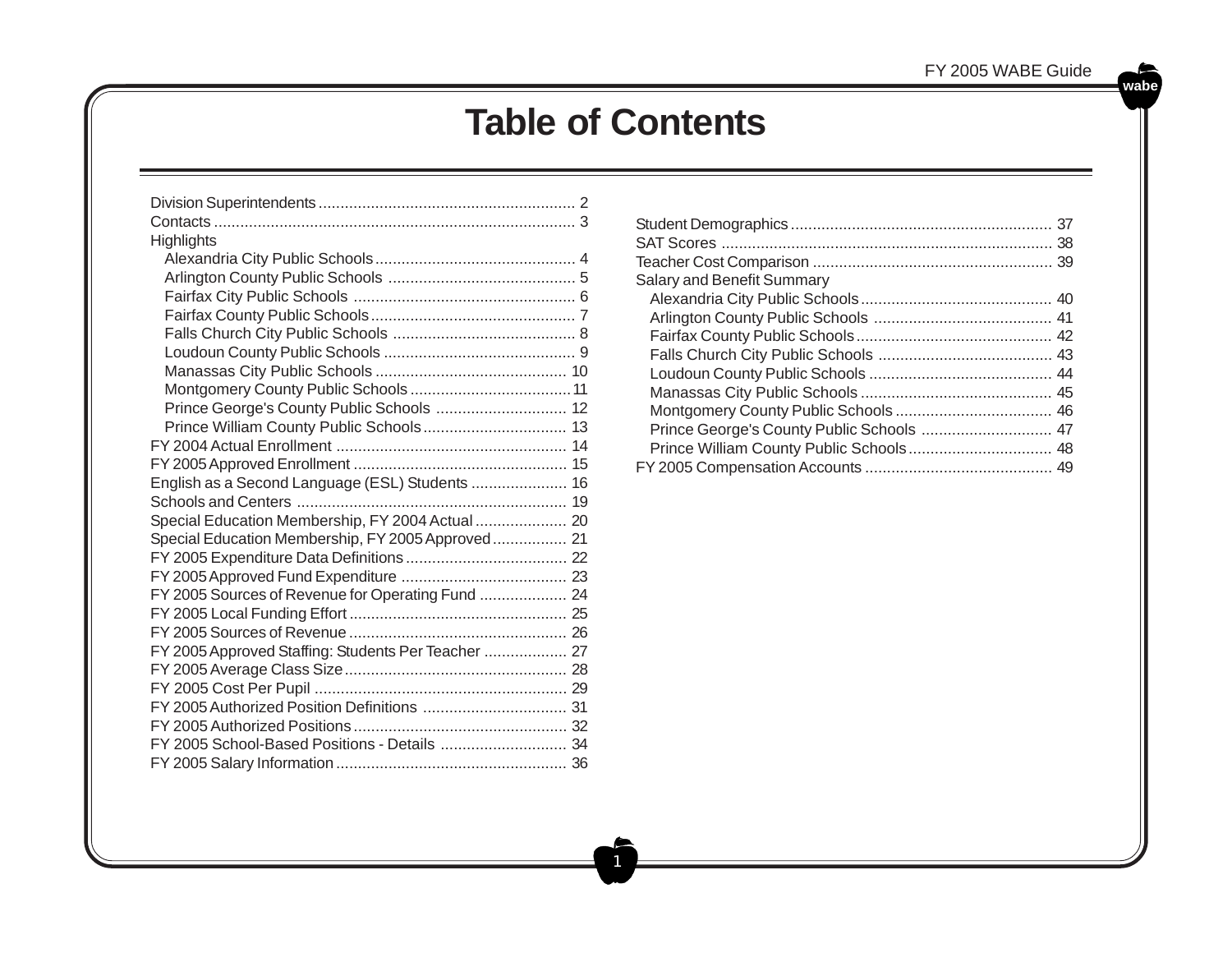# Table of Contents

- Division Superintendents .......... 2
- Contacts .......... 3
- Highlights
  - Alexandria City Public Schools .......... 4
  - Arlington County Public Schools .......... 5
  - Fairfax City Public Schools .......... 6
  - Fairfax County Public Schools .......... 7
  - Falls Church City Public Schools .......... 8
  - Loudoun County Public Schools .......... 9
  - Manassas City Public Schools .......... 10
  - Montgomery County Public Schools .......... 11
  - Prince George's County Public Schools .......... 12
  - Prince William County Public Schools .......... 13
- FY 2004 Actual Enrollment .......... 14
- FY 2005 Approved Enrollment .......... 15
- English as a Second Language (ESL) Students .......... 16
- Schools and Centers .......... 19
- Special Education Membership, FY 2004 Actual .......... 20
- Special Education Membership, FY 2005 Approved .......... 21
- FY 2005 Expenditure Data Definitions .......... 22
- FY 2005 Approved Fund Expenditure .......... 23
- FY 2005 Sources of Revenue for Operating Fund .......... 24
- FY 2005 Local Funding Effort .......... 25
- FY 2005 Sources of Revenue .......... 26
- FY 2005 Approved Staffing: Students Per Teacher .......... 27
- FY 2005 Average Class Size .......... 28
- FY 2005 Cost Per Pupil .......... 29
- FY 2005 Authorized Position Definitions .......... 31
- FY 2005 Authorized Positions .......... 32
- FY 2005 School-Based Positions - Details .......... 34
- FY 2005 Salary Information .......... 36
- Student Demographics .......... 37
- SAT Scores .......... 38
- Teacher Cost Comparison .......... 39
- Salary and Benefit Summary
  - Alexandria City Public Schools .......... 40
  - Arlington County Public Schools .......... 41
  - Fairfax County Public Schools .......... 42
  - Falls Church City Public Schools .......... 43
  - Loudoun County Public Schools .......... 44
  - Manassas City Public Schools .......... 45
  - Montgomery County Public Schools .......... 46
  - Prince George's County Public Schools .......... 47
  - Prince William County Public Schools .......... 48
- FY 2005 Compensation Accounts .......... 49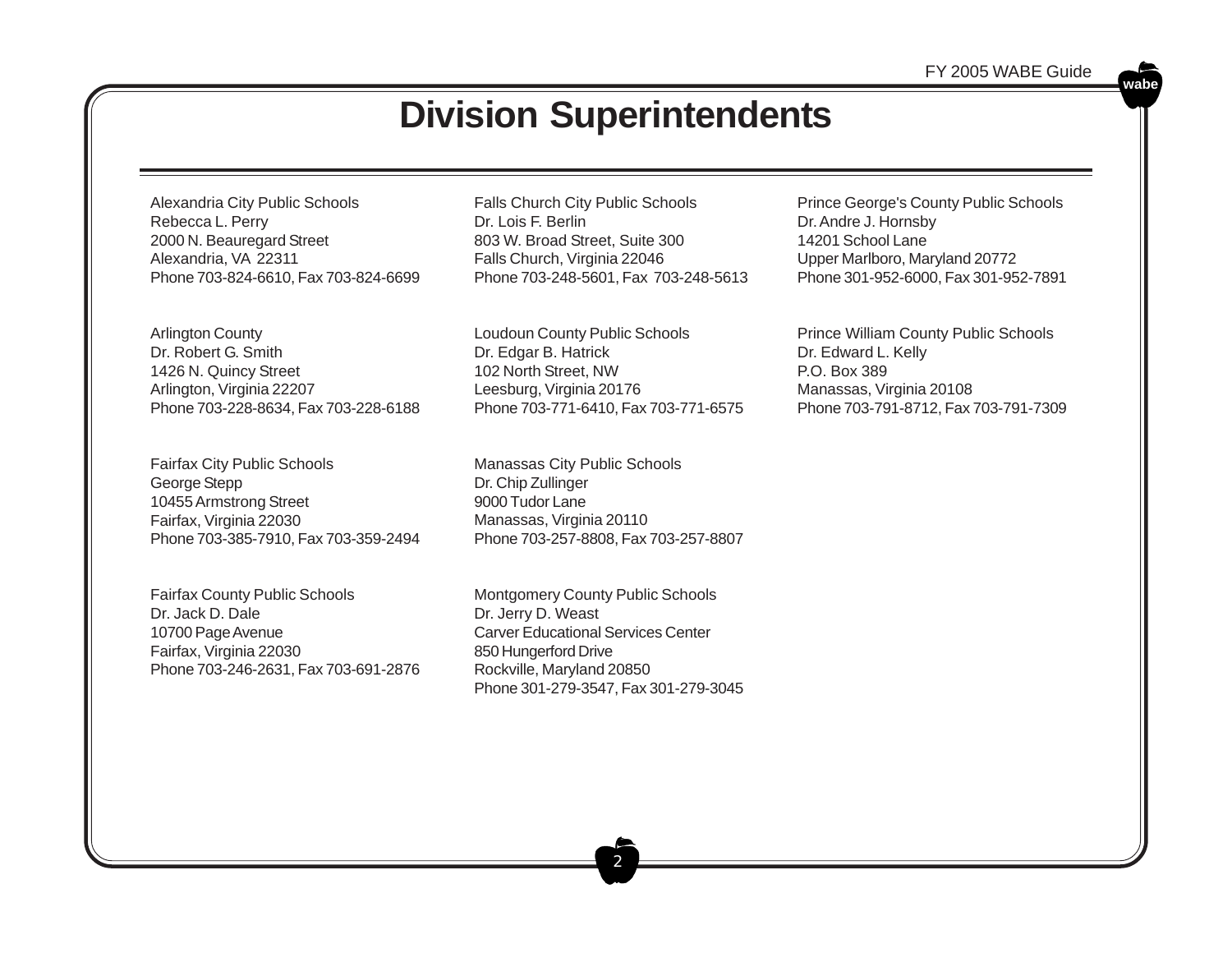# Division Superintendents

Alexandria City Public Schools
Rebecca L. Perry
2000 N. Beauregard Street
Alexandria, VA 22311
Phone 703-824-6610, Fax 703-824-6699

Arlington County
Dr. Robert G. Smith
1426 N. Quincy Street
Arlington, Virginia 22207
Phone 703-228-8634, Fax 703-228-6188

Fairfax City Public Schools
George Stepp
10455 Armstrong Street
Fairfax, Virginia 22030
Phone 703-385-7910, Fax 703-359-2494

Fairfax County Public Schools
Dr. Jack D. Dale
10700 Page Avenue
Fairfax, Virginia 22030
Phone 703-246-2631, Fax 703-691-2876

Falls Church City Public Schools
Dr. Lois F. Berlin
803 W. Broad Street, Suite 300
Falls Church, Virginia 22046
Phone 703-248-5601, Fax 703-248-5613

Loudoun County Public Schools
Dr. Edgar B. Hatrick
102 North Street, NW
Leesburg, Virginia 20176
Phone 703-771-6410, Fax 703-771-6575

Manassas City Public Schools
Dr. Chip Zullinger
9000 Tudor Lane
Manassas, Virginia 20110
Phone 703-257-8808, Fax 703-257-8807

Montgomery County Public Schools
Dr. Jerry D. Weast
Carver Educational Services Center
850 Hungerford Drive
Rockville, Maryland 20850
Phone 301-279-3547, Fax 301-279-3045

Prince George's County Public Schools
Dr. Andre J. Hornsby
14201 School Lane
Upper Marlboro, Maryland 20772
Phone 301-952-6000, Fax 301-952-7891

Prince William County Public Schools
Dr. Edward L. Kelly
P.O. Box 389
Manassas, Virginia 20108
Phone 703-791-8712, Fax 703-791-7309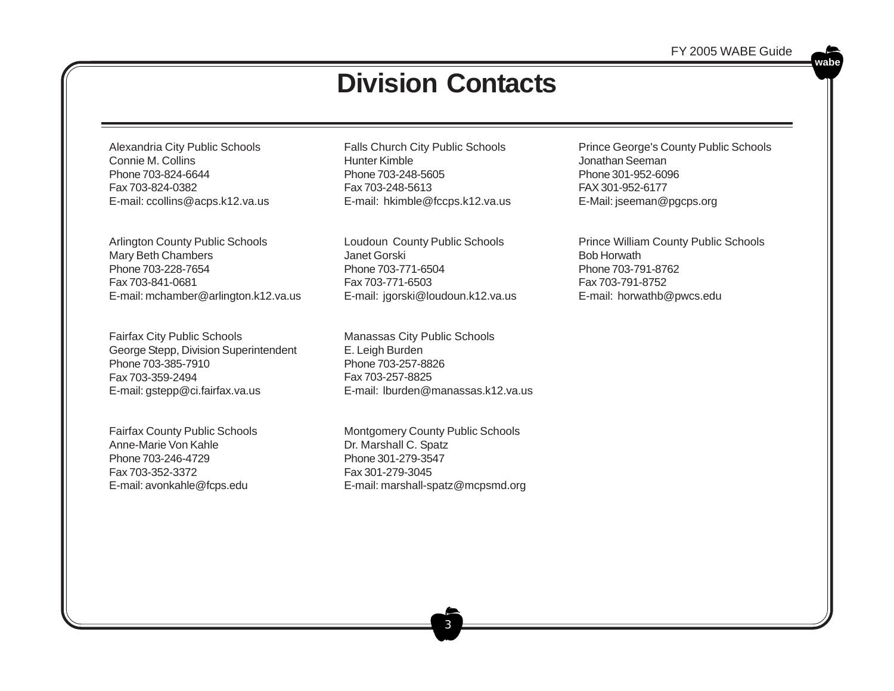# Division Contacts

Alexandria City Public Schools
Connie M. Collins
Phone 703-824-6644
Fax 703-824-0382
E-mail: ccollins@acps.k12.va.us

Arlington County Public Schools
Mary Beth Chambers
Phone 703-228-7654
Fax 703-841-0681
E-mail: mchamber@arlington.k12.va.us

Fairfax City Public Schools
George Stepp, Division Superintendent
Phone 703-385-7910
Fax 703-359-2494
E-mail: gstepp@ci.fairfax.va.us

Fairfax County Public Schools
Anne-Marie Von Kahle
Phone 703-246-4729
Fax 703-352-3372
E-mail: avonkahle@fcps.edu

Falls Church City Public Schools
Hunter Kimble
Phone 703-248-5605
Fax 703-248-5613
E-mail: hkimble@fccps.k12.va.us

Loudoun County Public Schools
Janet Gorski
Phone 703-771-6504
Fax 703-771-6503
E-mail: jgorski@loudoun.k12.va.us

Manassas City Public Schools
E. Leigh Burden
Phone 703-257-8826
Fax 703-257-8825
E-mail: lburden@manassas.k12.va.us

Montgomery County Public Schools
Dr. Marshall C. Spatz
Phone 301-279-3547
Fax 301-279-3045
E-mail: marshall-spatz@mcpsmd.org

Prince George's County Public Schools
Jonathan Seeman
Phone 301-952-6096
FAX 301-952-6177
E-Mail: jseeman@pgcps.org

Prince William County Public Schools
Bob Horwath
Phone 703-791-8762
Fax 703-791-8752
E-mail: horwathb@pwcs.edu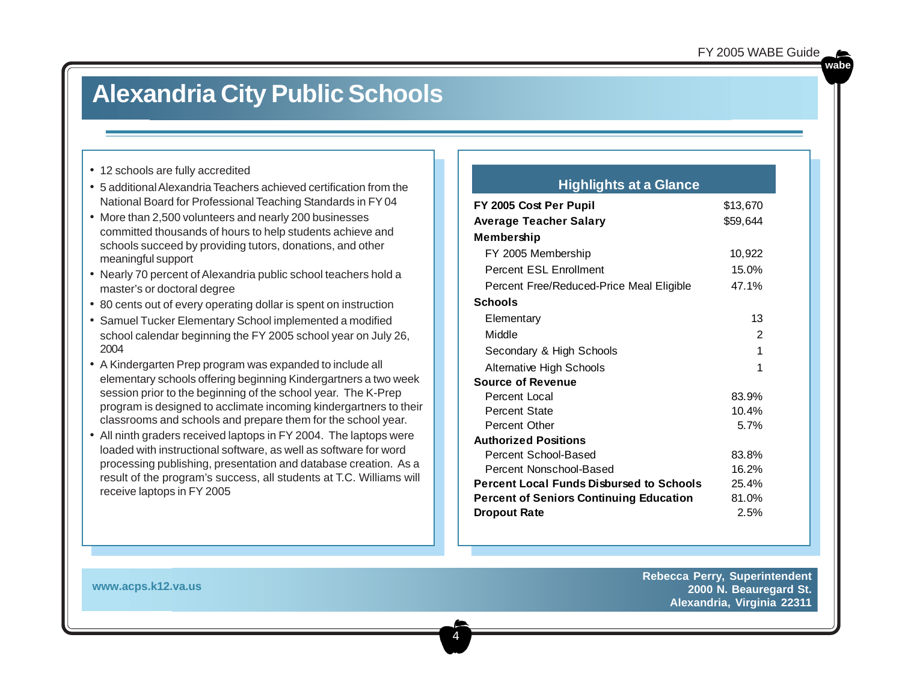# Alexandria City Public Schools

- 12 schools are fully accredited
- 5 additional Alexandria Teachers achieved certification from the National Board for Professional Teaching Standards in FY 04
- More than 2,500 volunteers and nearly 200 businesses committed thousands of hours to help students achieve and schools succeed by providing tutors, donations, and other meaningful support
- Nearly 70 percent of Alexandria public school teachers hold a master's or doctoral degree
- 80 cents out of every operating dollar is spent on instruction
- Samuel Tucker Elementary School implemented a modified school calendar beginning the FY 2005 school year on July 26, 2004
- A Kindergarten Prep program was expanded to include all elementary schools offering beginning Kindergartners a two week session prior to the beginning of the school year. The K-Prep program is designed to acclimate incoming kindergartners to their classrooms and schools and prepare them for the school year.
- All ninth graders received laptops in FY 2004. The laptops were loaded with instructional software, as well as software for word processing publishing, presentation and database creation. As a result of the program's success, all students at T.C. Williams will receive laptops in FY 2005

## Highlights at a Glance

| | |
|---|---|
| **FY 2005 Cost Per Pupil** | $13,670 |
| **Average Teacher Salary** | $59,644 |
| **Membership** | |
| FY 2005 Membership | 10,922 |
| Percent ESL Enrollment | 15.0% |
| Percent Free/Reduced-Price Meal Eligible | 47.1% |
| **Schools** | |
| Elementary | 13 |
| Middle | 2 |
| Secondary & High Schools | 1 |
| Alternative High Schools | 1 |
| **Source of Revenue** | |
| Percent Local | 83.9% |
| Percent State | 10.4% |
| Percent Other | 5.7% |
| **Authorized Positions** | |
| Percent School-Based | 83.8% |
| Percent Nonschool-Based | 16.2% |
| **Percent Local Funds Disbursed to Schools** | 25.4% |
| **Percent of Seniors Continuing Education** | 81.0% |
| **Dropout Rate** | 2.5% |

www.acps.k12.va.us

**Rebecca Perry, Superintendent**
**2000 N. Beauregard St.**
**Alexandria, Virginia 22311**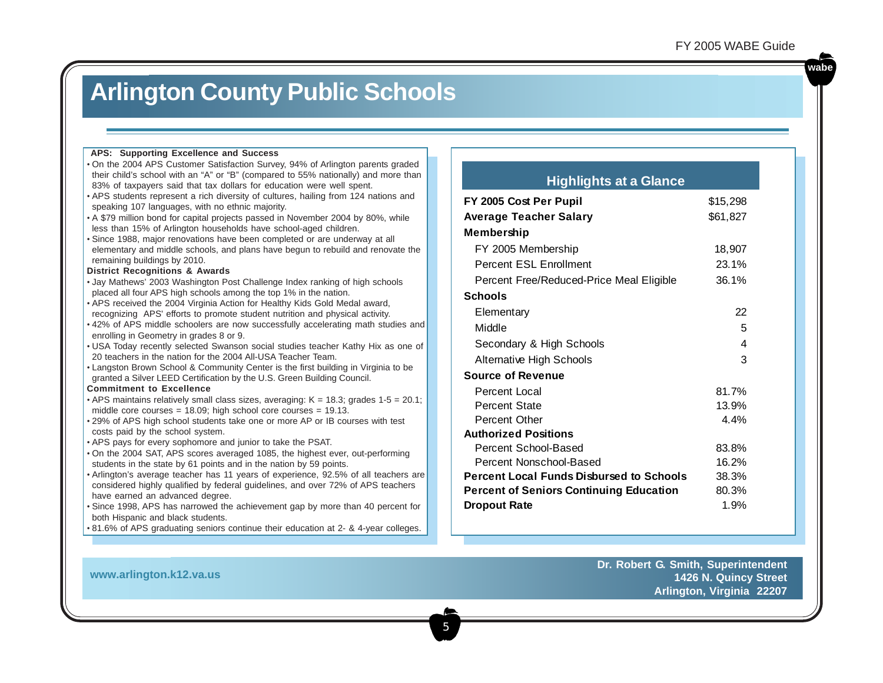# Arlington County Public Schools

**APS: Supporting Excellence and Success**

- On the 2004 APS Customer Satisfaction Survey, 94% of Arlington parents graded their child's school with an "A" or "B" (compared to 55% nationally) and more than 83% of taxpayers said that tax dollars for education were well spent.
- APS students represent a rich diversity of cultures, hailing from 124 nations and speaking 107 languages, with no ethnic majority.
- A $79 million bond for capital projects passed in November 2004 by 80%, while less than 15% of Arlington households have school-aged children.
- Since 1988, major renovations have been completed or are underway at all elementary and middle schools, and plans have begun to rebuild and renovate the remaining buildings by 2010.

**District Recognitions & Awards**

- Jay Mathews' 2003 Washington Post Challenge Index ranking of high schools placed all four APS high schools among the top 1% in the nation.
- APS received the 2004 Virginia Action for Healthy Kids Gold Medal award, recognizing APS' efforts to promote student nutrition and physical activity.
- 42% of APS middle schoolers are now successfully accelerating math studies and enrolling in Geometry in grades 8 or 9.
- USA Today recently selected Swanson social studies teacher Kathy Hix as one of 20 teachers in the nation for the 2004 All-USA Teacher Team.
- Langston Brown School & Community Center is the first building in Virginia to be granted a Silver LEED Certification by the U.S. Green Building Council.

**Commitment to Excellence**

- APS maintains relatively small class sizes, averaging: K = 18.3; grades 1-5 = 20.1; middle core courses = 18.09; high school core courses = 19.13.
- 29% of APS high school students take one or more AP or IB courses with test costs paid by the school system.
- APS pays for every sophomore and junior to take the PSAT.
- On the 2004 SAT, APS scores averaged 1085, the highest ever, out-performing students in the state by 61 points and in the nation by 59 points.
- Arlington's average teacher has 11 years of experience, 92.5% of all teachers are considered highly qualified by federal guidelines, and over 72% of APS teachers have earned an advanced degree.
- Since 1998, APS has narrowed the achievement gap by more than 40 percent for both Hispanic and black students.
- 81.6% of APS graduating seniors continue their education at 2- & 4-year colleges.

## Highlights at a Glance

| | |
|---|---|
| **FY 2005 Cost Per Pupil** | $15,298 |
| **Average Teacher Salary** | $61,827 |
| **Membership** | |
| FY 2005 Membership | 18,907 |
| Percent ESL Enrollment | 23.1% |
| Percent Free/Reduced-Price Meal Eligible | 36.1% |
| **Schools** | |
| Elementary | 22 |
| Middle | 5 |
| Secondary & High Schools | 4 |
| Alternative High Schools | 3 |
| **Source of Revenue** | |
| Percent Local | 81.7% |
| Percent State | 13.9% |
| Percent Other | 4.4% |
| **Authorized Positions** | |
| Percent School-Based | 83.8% |
| Percent Nonschool-Based | 16.2% |
| **Percent Local Funds Disbursed to Schools** | 38.3% |
| **Percent of Seniors Continuing Education** | 80.3% |
| **Dropout Rate** | 1.9% |

**www.arlington.k12.va.us**

**Dr. Robert G. Smith, Superintendent**
**1426 N. Quincy Street**
**Arlington, Virginia 22207**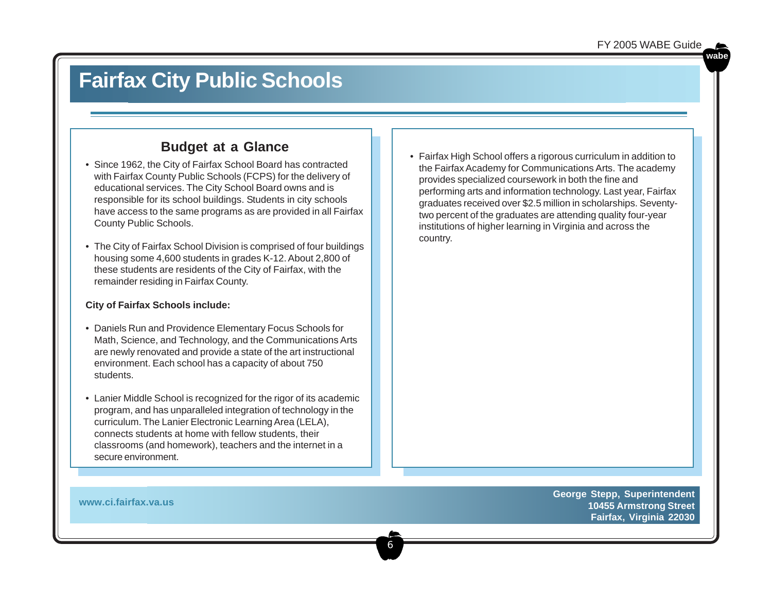# Fairfax City Public Schools

## Budget at a Glance

- Since 1962, the City of Fairfax School Board has contracted with Fairfax County Public Schools (FCPS) for the delivery of educational services. The City School Board owns and is responsible for its school buildings. Students in city schools have access to the same programs as are provided in all Fairfax County Public Schools.
- The City of Fairfax School Division is comprised of four buildings housing some 4,600 students in grades K-12. About 2,800 of these students are residents of the City of Fairfax, with the remainder residing in Fairfax County.

**City of Fairfax Schools include:**

- Daniels Run and Providence Elementary Focus Schools for Math, Science, and Technology, and the Communications Arts are newly renovated and provide a state of the art instructional environment. Each school has a capacity of about 750 students.
- Lanier Middle School is recognized for the rigor of its academic program, and has unparalleled integration of technology in the curriculum. The Lanier Electronic Learning Area (LELA), connects students at home with fellow students, their classrooms (and homework), teachers and the internet in a secure environment.
- Fairfax High School offers a rigorous curriculum in addition to the Fairfax Academy for Communications Arts. The academy provides specialized coursework in both the fine and performing arts and information technology. Last year, Fairfax graduates received over $2.5 million in scholarships. Seventy-two percent of the graduates are attending quality four-year institutions of higher learning in Virginia and across the country.

**www.ci.fairfax.va.us**

**George Stepp, Superintendent**
**10455 Armstrong Street**
**Fairfax, Virginia 22030**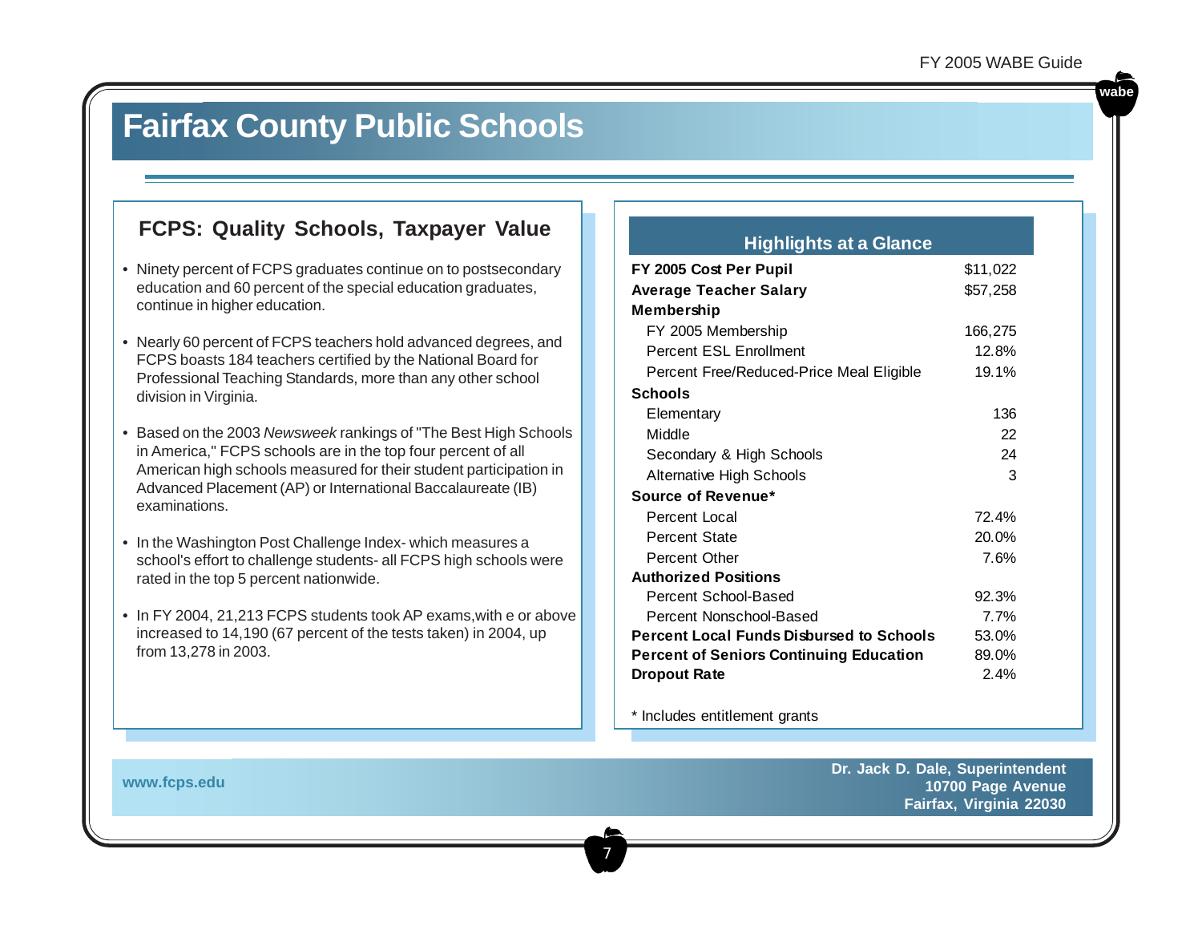# Fairfax County Public Schools

## FCPS: Quality Schools, Taxpayer Value

- Ninety percent of FCPS graduates continue on to postsecondary education and 60 percent of the special education graduates, continue in higher education.
- Nearly 60 percent of FCPS teachers hold advanced degrees, and FCPS boasts 184 teachers certified by the National Board for Professional Teaching Standards, more than any other school division in Virginia.
- Based on the 2003 *Newsweek* rankings of "The Best High Schools in America," FCPS schools are in the top four percent of all American high schools measured for their student participation in Advanced Placement (AP) or International Baccalaureate (IB) examinations.
- In the Washington Post Challenge Index- which measures a school's effort to challenge students- all FCPS high schools were rated in the top 5 percent nationwide.
- In FY 2004, 21,213 FCPS students took AP exams,with e or above increased to 14,190 (67 percent of the tests taken) in 2004, up from 13,278 in 2003.

## Highlights at a Glance

| | |
|---|---|
| **FY 2005 Cost Per Pupil** | $11,022 |
| **Average Teacher Salary** | $57,258 |
| **Membership** | |
| FY 2005 Membership | 166,275 |
| Percent ESL Enrollment | 12.8% |
| Percent Free/Reduced-Price Meal Eligible | 19.1% |
| **Schools** | |
| Elementary | 136 |
| Middle | 22 |
| Secondary & High Schools | 24 |
| Alternative High Schools | 3 |
| **Source of Revenue*** | |
| Percent Local | 72.4% |
| Percent State | 20.0% |
| Percent Other | 7.6% |
| **Authorized Positions** | |
| Percent School-Based | 92.3% |
| Percent Nonschool-Based | 7.7% |
| **Percent Local Funds Disbursed to Schools** | 53.0% |
| **Percent of Seniors Continuing Education** | 89.0% |
| **Dropout Rate** | 2.4% |

* Includes entitlement grants

**www.fcps.edu**

**Dr. Jack D. Dale, Superintendent**
**10700 Page Avenue**
**Fairfax, Virginia 22030**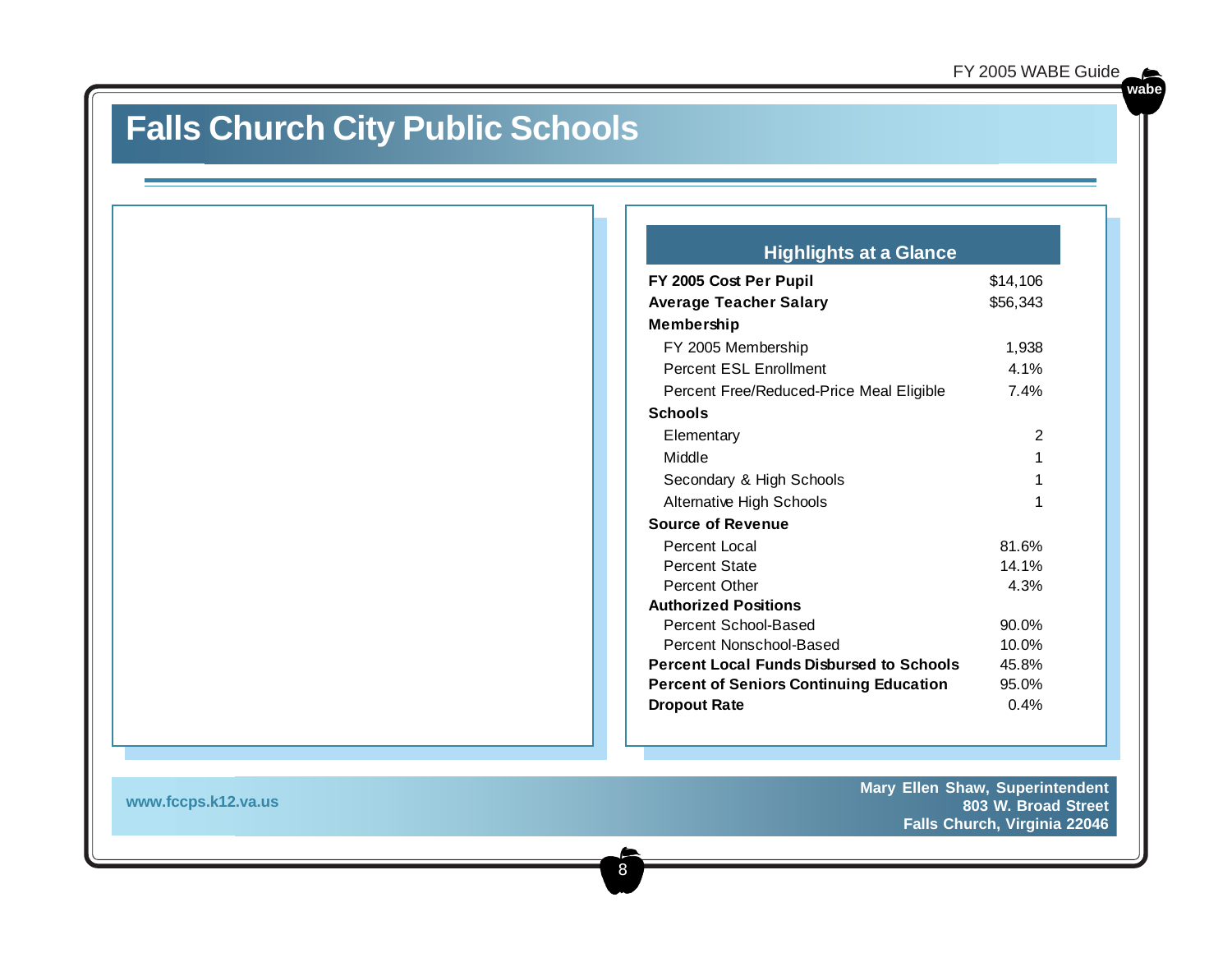# Falls Church City Public Schools

## Highlights at a Glance

| | |
|---|---|
| **FY 2005 Cost Per Pupil** | $14,106 |
| **Average Teacher Salary** | $56,343 |
| **Membership** | |
| FY 2005 Membership | 1,938 |
| Percent ESL Enrollment | 4.1% |
| Percent Free/Reduced-Price Meal Eligible | 7.4% |
| **Schools** | |
| Elementary | 2 |
| Middle | 1 |
| Secondary & High Schools | 1 |
| Alternative High Schools | 1 |
| **Source of Revenue** | |
| Percent Local | 81.6% |
| Percent State | 14.1% |
| Percent Other | 4.3% |
| **Authorized Positions** | |
| Percent School-Based | 90.0% |
| Percent Nonschool-Based | 10.0% |
| **Percent Local Funds Disbursed to Schools** | 45.8% |
| **Percent of Seniors Continuing Education** | 95.0% |
| **Dropout Rate** | 0.4% |

www.fccps.k12.va.us

**Mary Ellen Shaw, Superintendent**
**803 W. Broad Street**
**Falls Church, Virginia 22046**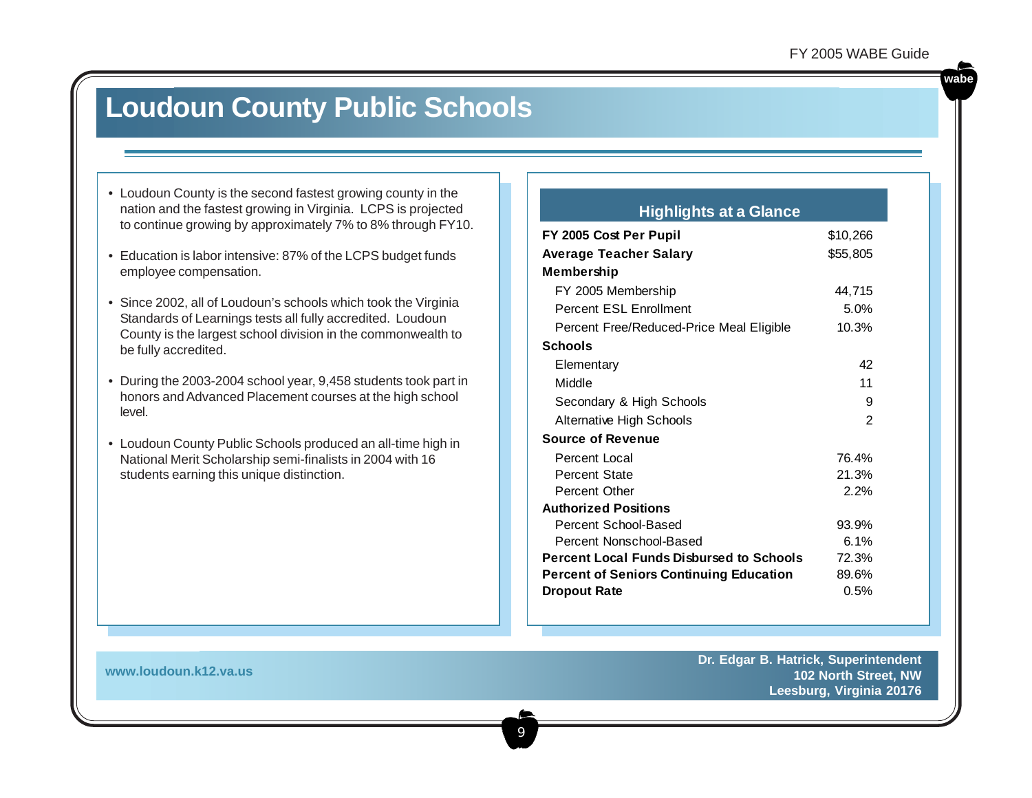# Loudoun County Public Schools

- Loudoun County is the second fastest growing county in the nation and the fastest growing in Virginia. LCPS is projected to continue growing by approximately 7% to 8% through FY10.
- Education is labor intensive: 87% of the LCPS budget funds employee compensation.
- Since 2002, all of Loudoun's schools which took the Virginia Standards of Learnings tests all fully accredited. Loudoun County is the largest school division in the commonwealth to be fully accredited.
- During the 2003-2004 school year, 9,458 students took part in honors and Advanced Placement courses at the high school level.
- Loudoun County Public Schools produced an all-time high in National Merit Scholarship semi-finalists in 2004 with 16 students earning this unique distinction.

## Highlights at a Glance

| | |
|---|---|
| **FY 2005 Cost Per Pupil** | $10,266 |
| **Average Teacher Salary** | $55,805 |
| **Membership** | |
| FY 2005 Membership | 44,715 |
| Percent ESL Enrollment | 5.0% |
| Percent Free/Reduced-Price Meal Eligible | 10.3% |
| **Schools** | |
| Elementary | 42 |
| Middle | 11 |
| Secondary & High Schools | 9 |
| Alternative High Schools | 2 |
| **Source of Revenue** | |
| Percent Local | 76.4% |
| Percent State | 21.3% |
| Percent Other | 2.2% |
| **Authorized Positions** | |
| Percent School-Based | 93.9% |
| Percent Nonschool-Based | 6.1% |
| **Percent Local Funds Disbursed to Schools** | 72.3% |
| **Percent of Seniors Continuing Education** | 89.6% |
| **Dropout Rate** | 0.5% |

www.loudoun.k12.va.us

**Dr. Edgar B. Hatrick, Superintendent**
**102 North Street, NW**
**Leesburg, Virginia 20176**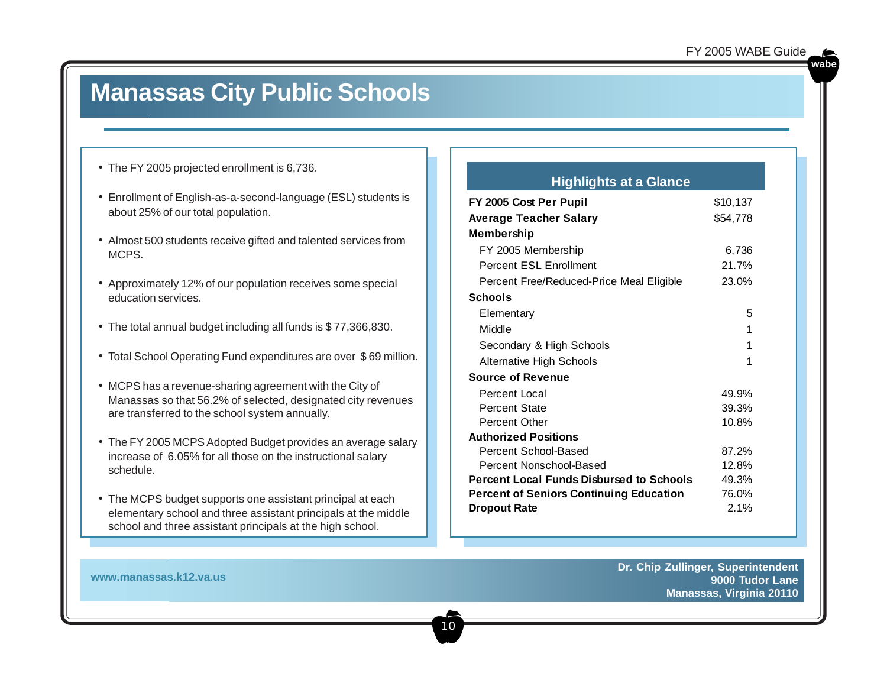# Manassas City Public Schools

- The FY 2005 projected enrollment is 6,736.
- Enrollment of English-as-a-second-language (ESL) students is about 25% of our total population.
- Almost 500 students receive gifted and talented services from MCPS.
- Approximately 12% of our population receives some special education services.
- The total annual budget including all funds is $ 77,366,830.
- Total School Operating Fund expenditures are over $ 69 million.
- MCPS has a revenue-sharing agreement with the City of Manassas so that 56.2% of selected, designated city revenues are transferred to the school system annually.
- The FY 2005 MCPS Adopted Budget provides an average salary increase of 6.05% for all those on the instructional salary schedule.
- The MCPS budget supports one assistant principal at each elementary school and three assistant principals at the middle school and three assistant principals at the high school.

## Highlights at a Glance

| | |
|---|---|
| **FY 2005 Cost Per Pupil** | $10,137 |
| **Average Teacher Salary** | $54,778 |
| **Membership** | |
| FY 2005 Membership | 6,736 |
| Percent ESL Enrollment | 21.7% |
| Percent Free/Reduced-Price Meal Eligible | 23.0% |
| **Schools** | |
| Elementary | 5 |
| Middle | 1 |
| Secondary & High Schools | 1 |
| Alternative High Schools | 1 |
| **Source of Revenue** | |
| Percent Local | 49.9% |
| Percent State | 39.3% |
| Percent Other | 10.8% |
| **Authorized Positions** | |
| Percent School-Based | 87.2% |
| Percent Nonschool-Based | 12.8% |
| **Percent Local Funds Disbursed to Schools** | 49.3% |
| **Percent of Seniors Continuing Education** | 76.0% |
| **Dropout Rate** | 2.1% |

www.manassas.k12.va.us

**Dr. Chip Zullinger, Superintendent**
**9000 Tudor Lane**
**Manassas, Virginia 20110**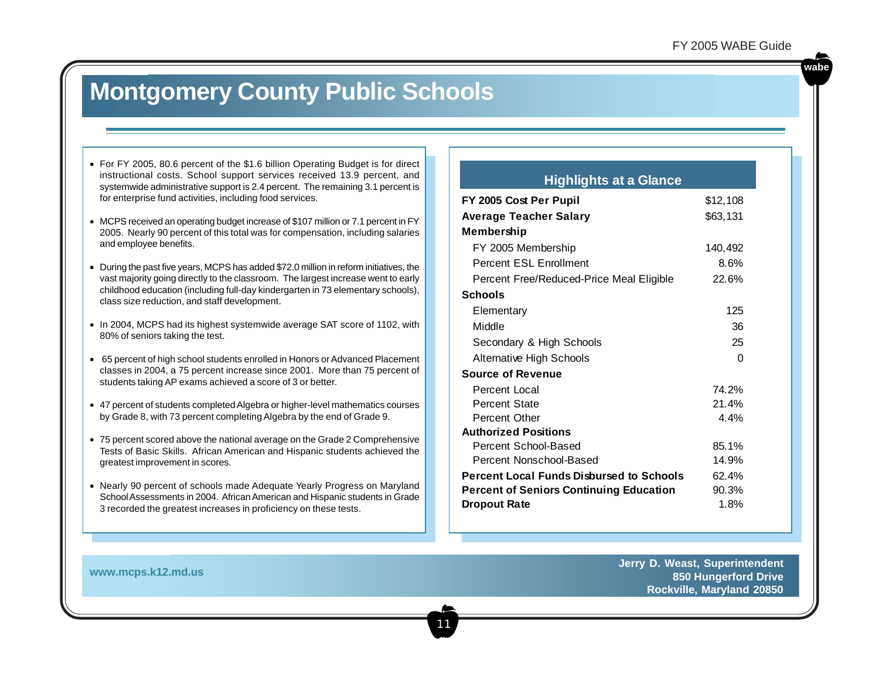# Montgomery County Public Schools

- For FY 2005, 80.6 percent of the $1.6 billion Operating Budget is for direct instructional costs. School support services received 13.9 percent, and systemwide administrative support is 2.4 percent. The remaining 3.1 percent is for enterprise fund activities, including food services.
- MCPS received an operating budget increase of $107 million or 7.1 percent in FY 2005. Nearly 90 percent of this total was for compensation, including salaries and employee benefits.
- During the past five years, MCPS has added $72.0 million in reform initiatives, the vast majority going directly to the classroom. The largest increase went to early childhood education (including full-day kindergarten in 73 elementary schools), class size reduction, and staff development.
- In 2004, MCPS had its highest systemwide average SAT score of 1102, with 80% of seniors taking the test.
- 65 percent of high school students enrolled in Honors or Advanced Placement classes in 2004, a 75 percent increase since 2001. More than 75 percent of students taking AP exams achieved a score of 3 or better.
- 47 percent of students completed Algebra or higher-level mathematics courses by Grade 8, with 73 percent completing Algebra by the end of Grade 9.
- 75 percent scored above the national average on the Grade 2 Comprehensive Tests of Basic Skills. African American and Hispanic students achieved the greatest improvement in scores.
- Nearly 90 percent of schools made Adequate Yearly Progress on Maryland School Assessments in 2004. African American and Hispanic students in Grade 3 recorded the greatest increases in proficiency on these tests.

## Highlights at a Glance

| | |
|---|---|
| **FY 2005 Cost Per Pupil** | $12,108 |
| **Average Teacher Salary** | $63,131 |
| **Membership** | |
| FY 2005 Membership | 140,492 |
| Percent ESL Enrollment | 8.6% |
| Percent Free/Reduced-Price Meal Eligible | 22.6% |
| **Schools** | |
| Elementary | 125 |
| Middle | 36 |
| Secondary & High Schools | 25 |
| Alternative High Schools | 0 |
| **Source of Revenue** | |
| Percent Local | 74.2% |
| Percent State | 21.4% |
| Percent Other | 4.4% |
| **Authorized Positions** | |
| Percent School-Based | 85.1% |
| Percent Nonschool-Based | 14.9% |
| **Percent Local Funds Disbursed to Schools** | 62.4% |
| **Percent of Seniors Continuing Education** | 90.3% |
| **Dropout Rate** | 1.8% |

www.mcps.k12.md.us

**Jerry D. Weast, Superintendent**
**850 Hungerford Drive**
**Rockville, Maryland 20850**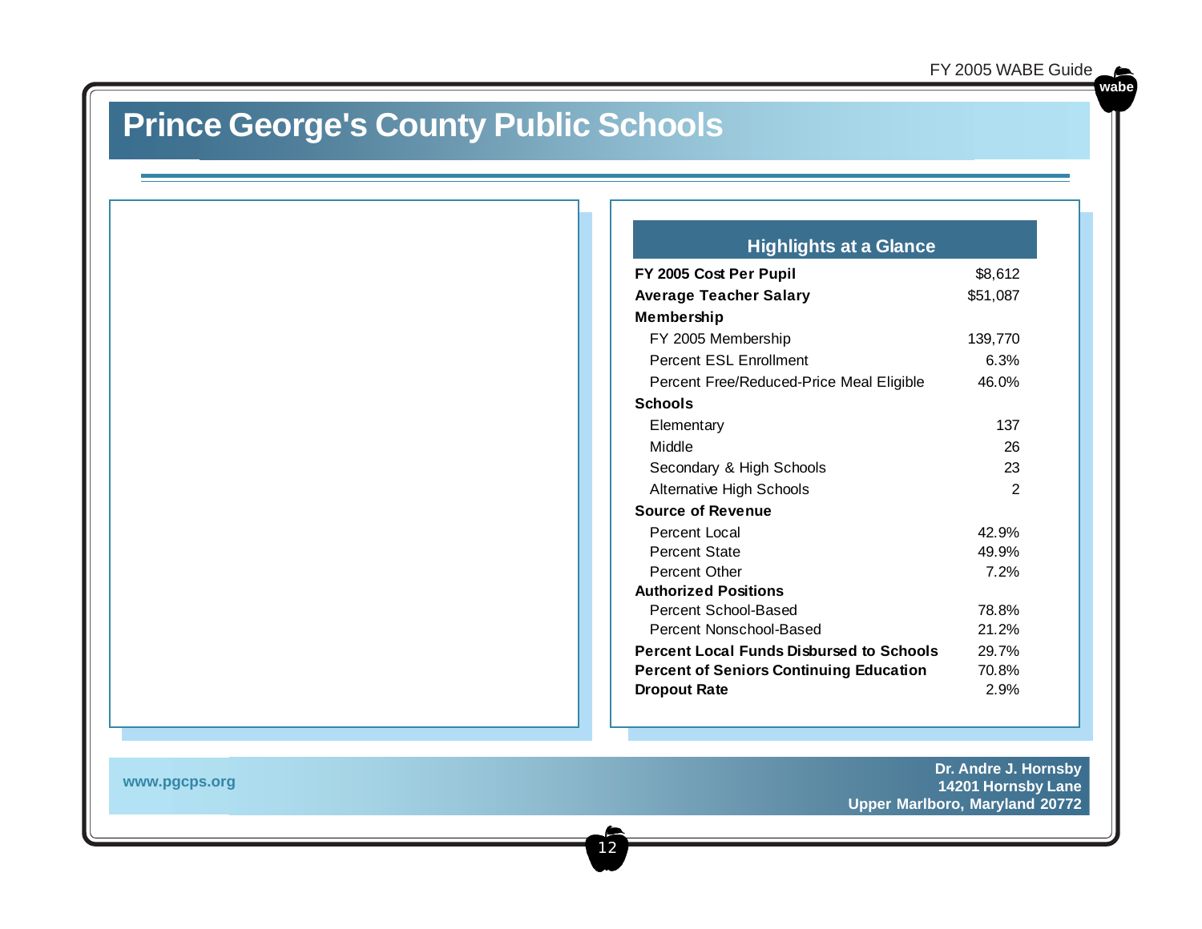# Prince George's County Public Schools

## Highlights at a Glance

| | |
|---|---|
| **FY 2005 Cost Per Pupil** | $8,612 |
| **Average Teacher Salary** | $51,087 |
| **Membership** | |
| FY 2005 Membership | 139,770 |
| Percent ESL Enrollment | 6.3% |
| Percent Free/Reduced-Price Meal Eligible | 46.0% |
| **Schools** | |
| Elementary | 137 |
| Middle | 26 |
| Secondary & High Schools | 23 |
| Alternative High Schools | 2 |
| **Source of Revenue** | |
| Percent Local | 42.9% |
| Percent State | 49.9% |
| Percent Other | 7.2% |
| **Authorized Positions** | |
| Percent School-Based | 78.8% |
| Percent Nonschool-Based | 21.2% |
| **Percent Local Funds Disbursed to Schools** | 29.7% |
| **Percent of Seniors Continuing Education** | 70.8% |
| **Dropout Rate** | 2.9% |

**www.pgcps.org**

**Dr. Andre J. Hornsby**
**14201 Hornsby Lane**
**Upper Marlboro, Maryland 20772**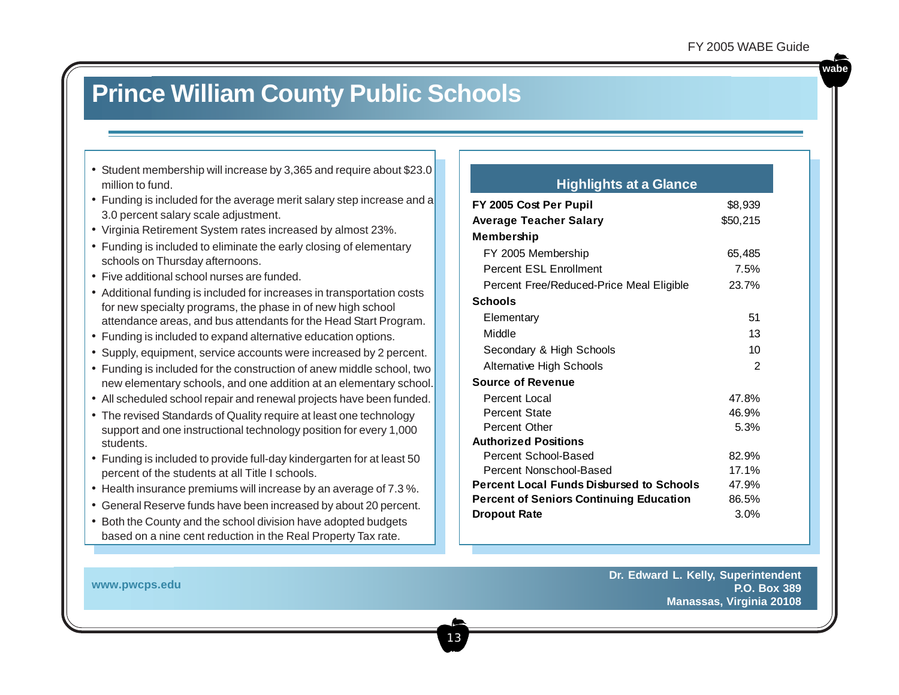# Prince William County Public Schools

- Student membership will increase by 3,365 and require about $23.0 million to fund.
- Funding is included for the average merit salary step increase and a 3.0 percent salary scale adjustment.
- Virginia Retirement System rates increased by almost 23%.
- Funding is included to eliminate the early closing of elementary schools on Thursday afternoons.
- Five additional school nurses are funded.
- Additional funding is included for increases in transportation costs for new specialty programs, the phase in of new high school attendance areas, and bus attendants for the Head Start Program.
- Funding is included to expand alternative education options.
- Supply, equipment, service accounts were increased by 2 percent.
- Funding is included for the construction of anew middle school, two new elementary schools, and one addition at an elementary school.
- All scheduled school repair and renewal projects have been funded.
- The revised Standards of Quality require at least one technology support and one instructional technology position for every 1,000 students.
- Funding is included to provide full-day kindergarten for at least 50 percent of the students at all Title I schools.
- Health insurance premiums will increase by an average of 7.3 %.
- General Reserve funds have been increased by about 20 percent.
- Both the County and the school division have adopted budgets based on a nine cent reduction in the Real Property Tax rate.

## Highlights at a Glance

| | |
|---|---|
| **FY 2005 Cost Per Pupil** | $8,939 |
| **Average Teacher Salary** | $50,215 |
| **Membership** | |
| FY 2005 Membership | 65,485 |
| Percent ESL Enrollment | 7.5% |
| Percent Free/Reduced-Price Meal Eligible | 23.7% |
| **Schools** | |
| Elementary | 51 |
| Middle | 13 |
| Secondary & High Schools | 10 |
| Alternative High Schools | 2 |
| **Source of Revenue** | |
| Percent Local | 47.8% |
| Percent State | 46.9% |
| Percent Other | 5.3% |
| **Authorized Positions** | |
| Percent School-Based | 82.9% |
| Percent Nonschool-Based | 17.1% |
| **Percent Local Funds Disbursed to Schools** | 47.9% |
| **Percent of Seniors Continuing Education** | 86.5% |
| **Dropout Rate** | 3.0% |

www.pwcps.edu

**Dr. Edward L. Kelly, Superintendent**
**P.O. Box 389**
**Manassas, Virginia 20108**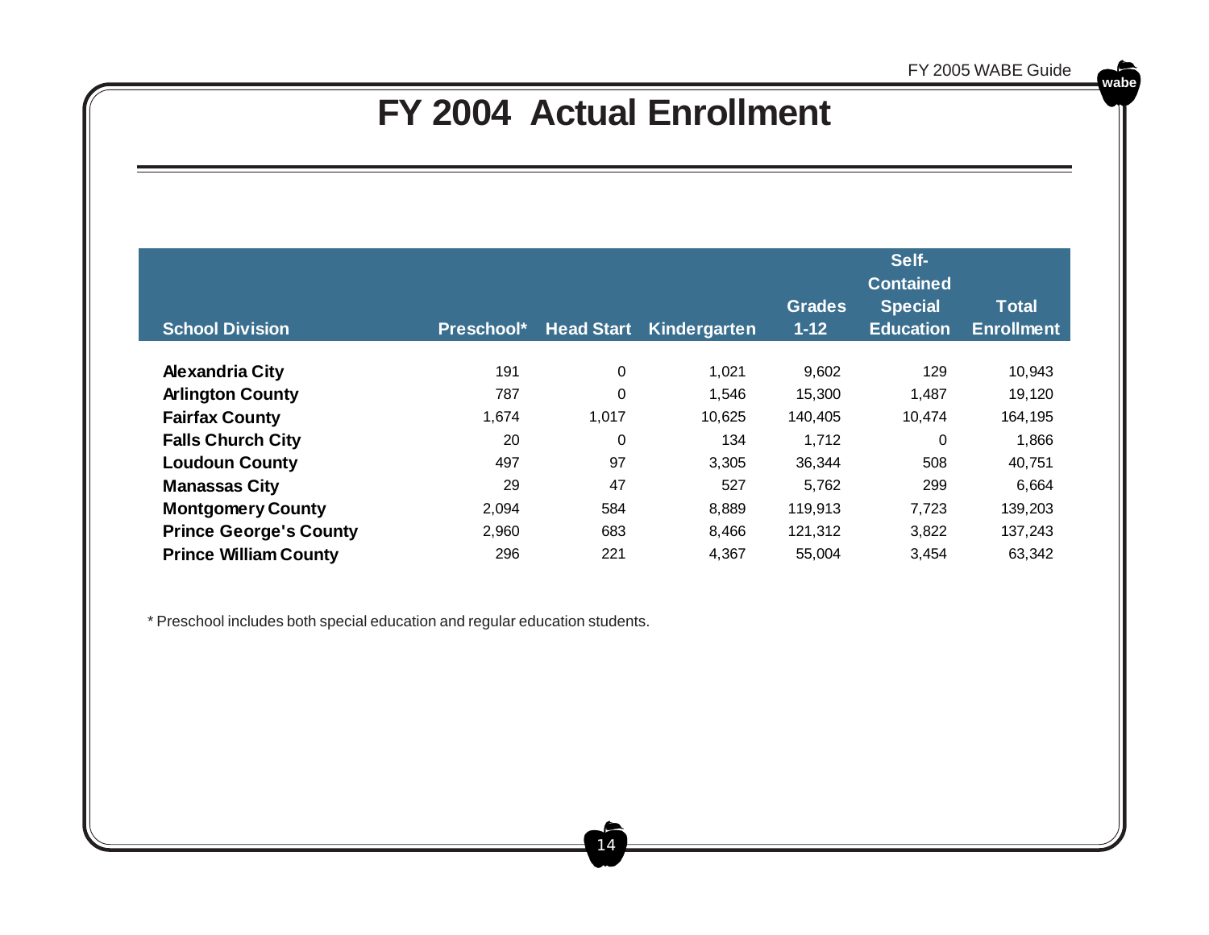# FY 2004 Actual Enrollment

| School Division | Preschool* | Head Start | Kindergarten | Grades 1-12 | Self-Contained Special Education | Total Enrollment |
|---|---|---|---|---|---|---|
| **Alexandria City** | 191 | 0 | 1,021 | 9,602 | 129 | 10,943 |
| **Arlington County** | 787 | 0 | 1,546 | 15,300 | 1,487 | 19,120 |
| **Fairfax County** | 1,674 | 1,017 | 10,625 | 140,405 | 10,474 | 164,195 |
| **Falls Church City** | 20 | 0 | 134 | 1,712 | 0 | 1,866 |
| **Loudoun County** | 497 | 97 | 3,305 | 36,344 | 508 | 40,751 |
| **Manassas City** | 29 | 47 | 527 | 5,762 | 299 | 6,664 |
| **Montgomery County** | 2,094 | 584 | 8,889 | 119,913 | 7,723 | 139,203 |
| **Prince George's County** | 2,960 | 683 | 8,466 | 121,312 | 3,822 | 137,243 |
| **Prince William County** | 296 | 221 | 4,367 | 55,004 | 3,454 | 63,342 |

* Preschool includes both special education and regular education students.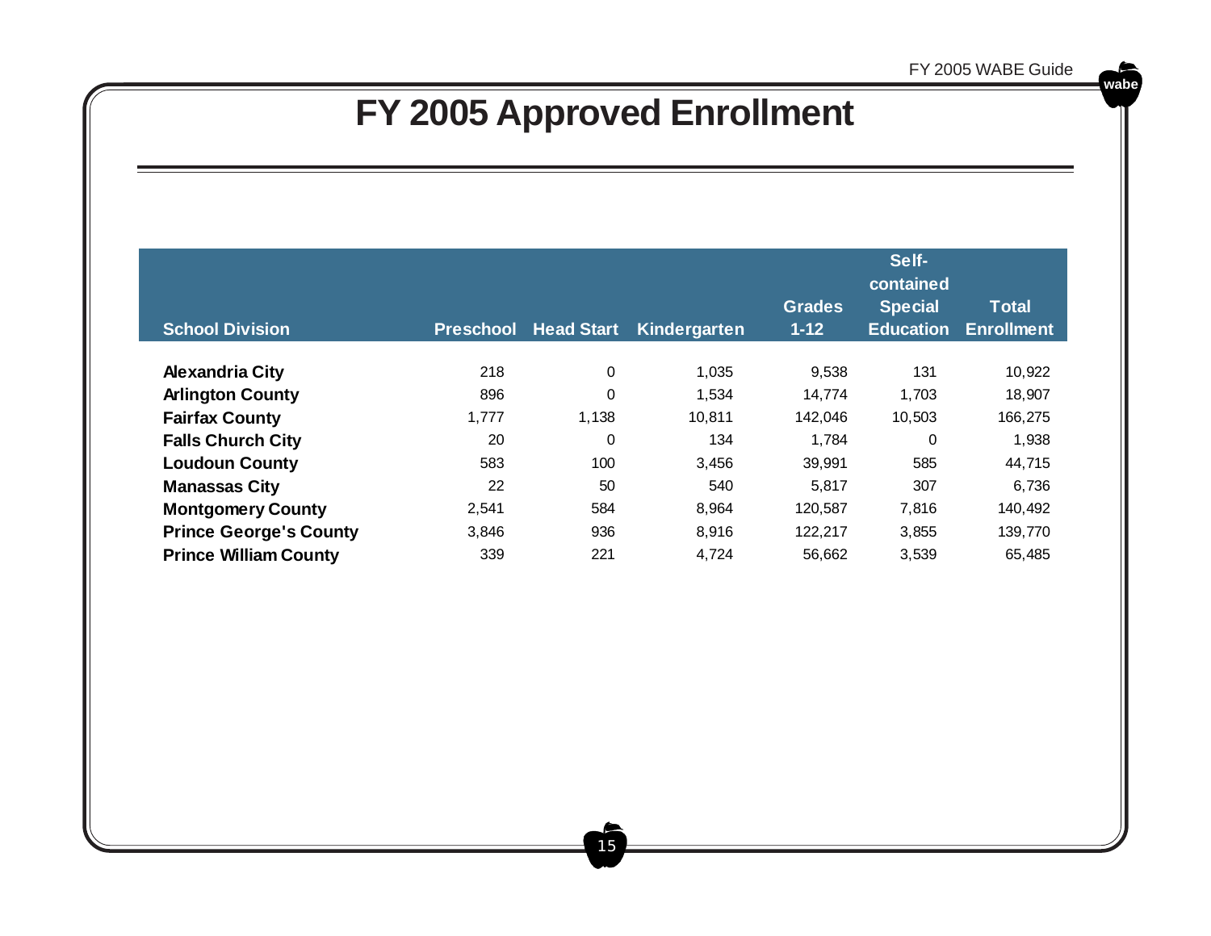# FY 2005 Approved Enrollment

| School Division | Preschool | Head Start | Kindergarten | Grades 1-12 | Self-contained Special Education | Total Enrollment |
|---|---|---|---|---|---|---|
| **Alexandria City** | 218 | 0 | 1,035 | 9,538 | 131 | 10,922 |
| **Arlington County** | 896 | 0 | 1,534 | 14,774 | 1,703 | 18,907 |
| **Fairfax County** | 1,777 | 1,138 | 10,811 | 142,046 | 10,503 | 166,275 |
| **Falls Church City** | 20 | 0 | 134 | 1,784 | 0 | 1,938 |
| **Loudoun County** | 583 | 100 | 3,456 | 39,991 | 585 | 44,715 |
| **Manassas City** | 22 | 50 | 540 | 5,817 | 307 | 6,736 |
| **Montgomery County** | 2,541 | 584 | 8,964 | 120,587 | 7,816 | 140,492 |
| **Prince George's County** | 3,846 | 936 | 8,916 | 122,217 | 3,855 | 139,770 |
| **Prince William County** | 339 | 221 | 4,724 | 56,662 | 3,539 | 65,485 |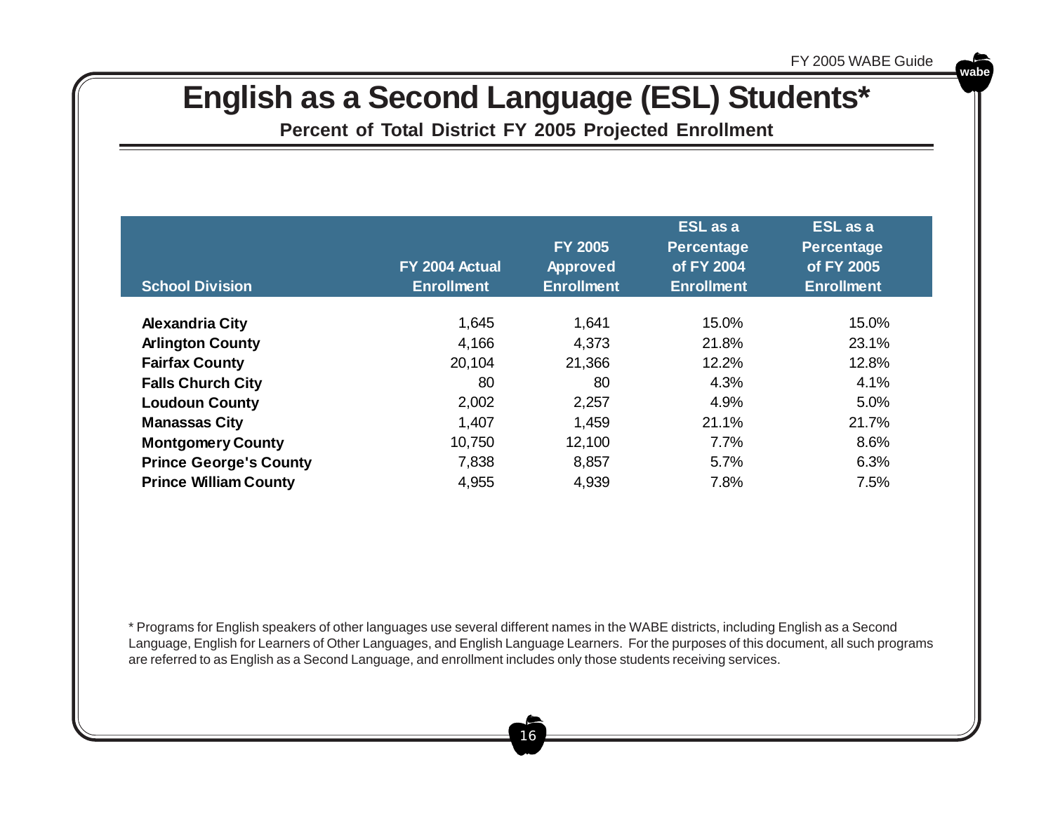# English as a Second Language (ESL) Students*

**Percent of Total District FY 2005 Projected Enrollment**

| School Division | FY 2004 Actual Enrollment | FY 2005 Approved Enrollment | ESL as a Percentage of FY 2004 Enrollment | ESL as a Percentage of FY 2005 Enrollment |
|---|---|---|---|---|
| **Alexandria City** | 1,645 | 1,641 | 15.0% | 15.0% |
| **Arlington County** | 4,166 | 4,373 | 21.8% | 23.1% |
| **Fairfax County** | 20,104 | 21,366 | 12.2% | 12.8% |
| **Falls Church City** | 80 | 80 | 4.3% | 4.1% |
| **Loudoun County** | 2,002 | 2,257 | 4.9% | 5.0% |
| **Manassas City** | 1,407 | 1,459 | 21.1% | 21.7% |
| **Montgomery County** | 10,750 | 12,100 | 7.7% | 8.6% |
| **Prince George's County** | 7,838 | 8,857 | 5.7% | 6.3% |
| **Prince William County** | 4,955 | 4,939 | 7.8% | 7.5% |

* Programs for English speakers of other languages use several different names in the WABE districts, including English as a Second Language, English for Learners of Other Languages, and English Language Learners. For the purposes of this document, all such programs are referred to as English as a Second Language, and enrollment includes only those students receiving services.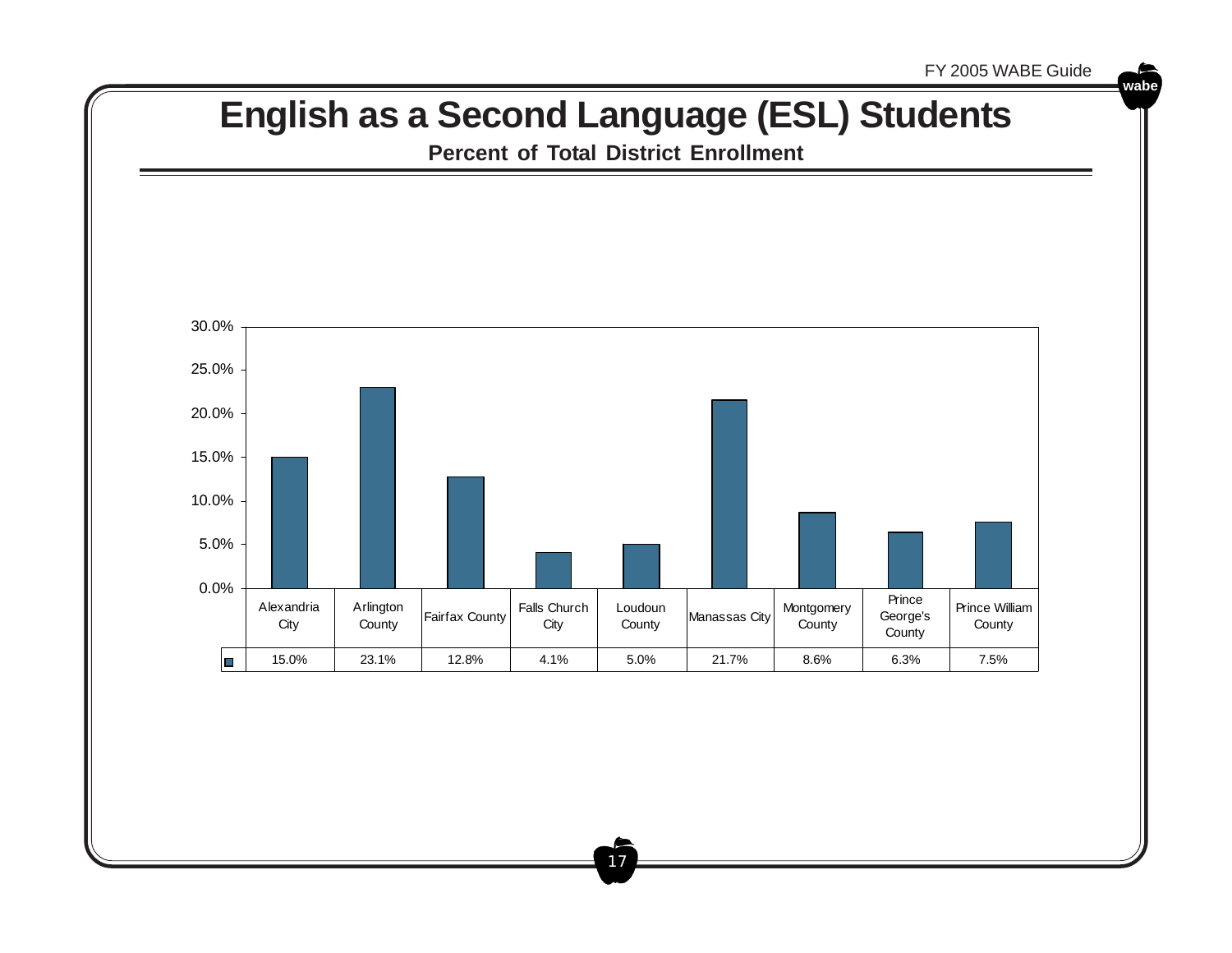# English as a Second Language (ESL) Students

**Percent of Total District Enrollment**

30.0%
25.0%
20.0%
15.0%
10.0%
5.0%
0.0%

Alexandria City
Arlington County
Fairfax County
Falls Church City
Loudoun County
Manassas City
Montgomery County
Prince George's County
Prince William County

15.0%
23.1%
12.8%
4.1%
5.0%
21.7%
8.6%
6.3%
7.5%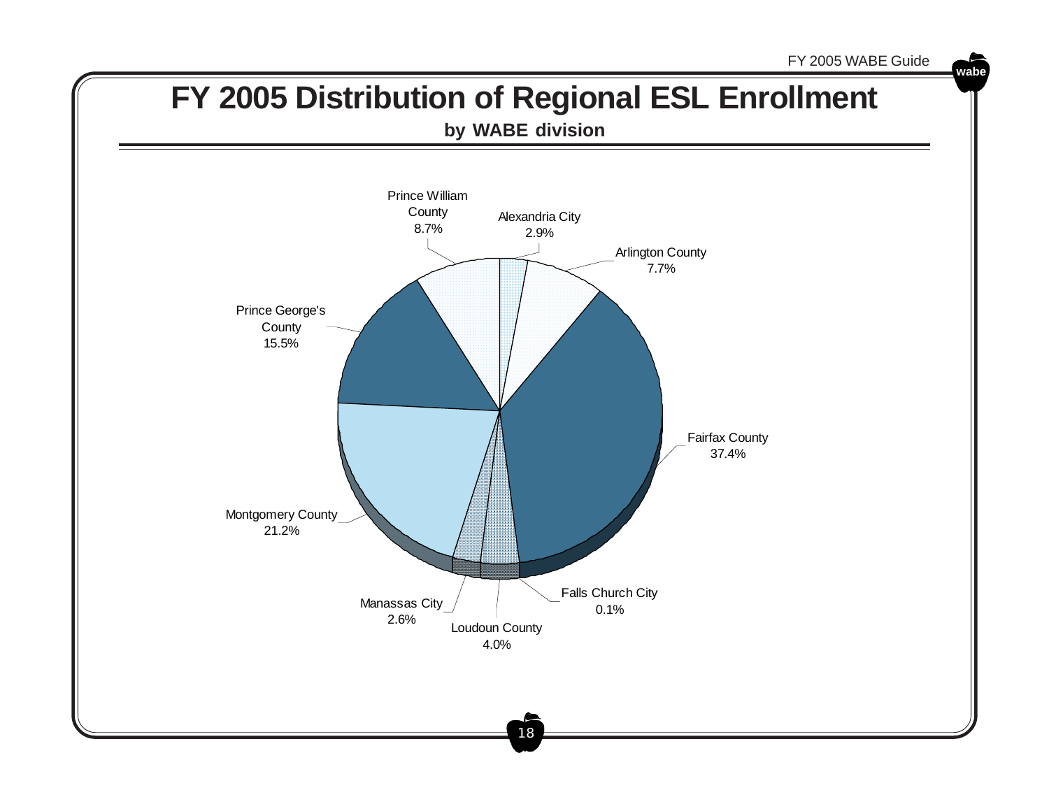# FY 2005 Distribution of Regional ESL Enrollment

**by WABE division**

Prince William County
8.7%

Alexandria City
2.9%

Arlington County
7.7%

Prince George's County
15.5%

Fairfax County
37.4%

Montgomery County
21.2%

Manassas City
2.6%

Loudoun County
4.0%

Falls Church City
0.1%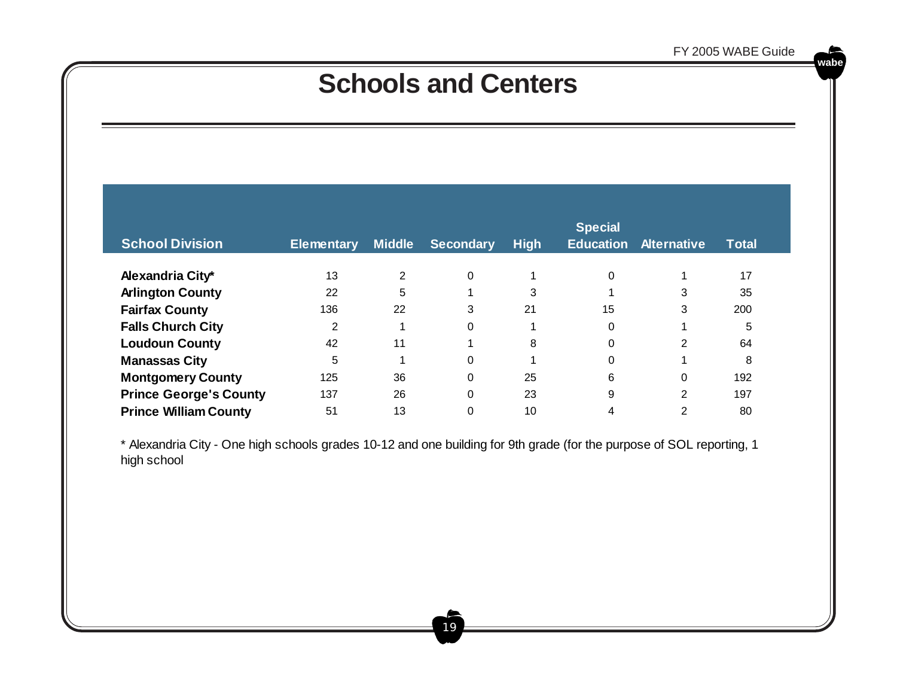# Schools and Centers

| School Division | Elementary | Middle | Secondary | High | Special Education | Alternative | Total |
|---|---|---|---|---|---|---|---|
| **Alexandria City*** | 13 | 2 | 0 | 1 | 0 | 1 | 17 |
| **Arlington County** | 22 | 5 | 1 | 3 | 1 | 3 | 35 |
| **Fairfax County** | 136 | 22 | 3 | 21 | 15 | 3 | 200 |
| **Falls Church City** | 2 | 1 | 0 | 1 | 0 | 1 | 5 |
| **Loudoun County** | 42 | 11 | 1 | 8 | 0 | 2 | 64 |
| **Manassas City** | 5 | 1 | 0 | 1 | 0 | 1 | 8 |
| **Montgomery County** | 125 | 36 | 0 | 25 | 6 | 0 | 192 |
| **Prince George's County** | 137 | 26 | 0 | 23 | 9 | 2 | 197 |
| **Prince William County** | 51 | 13 | 0 | 10 | 4 | 2 | 80 |

* Alexandria City - One high schools grades 10-12 and one building for 9th grade (for the purpose of SOL reporting, 1 high school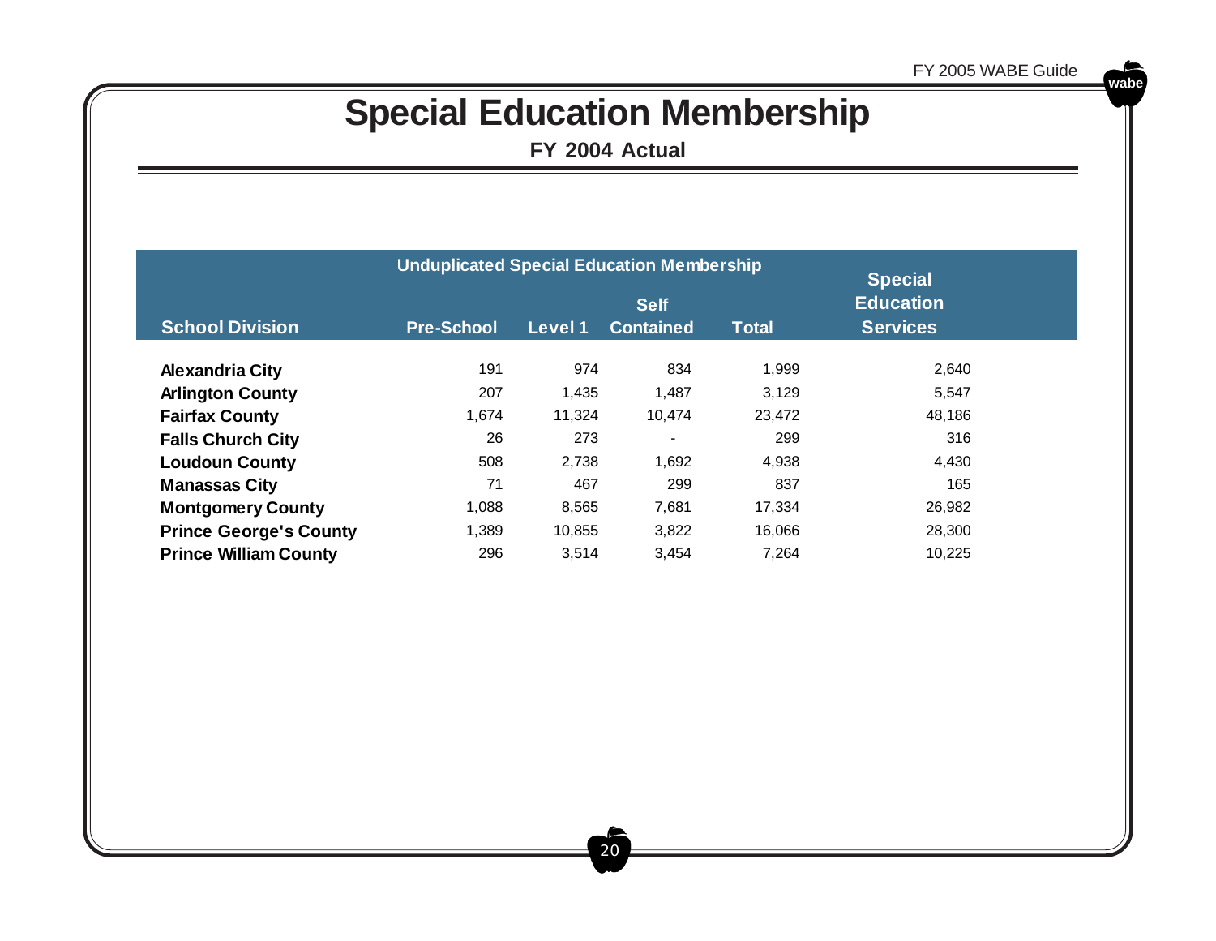# Special Education Membership

**FY 2004 Actual**

| School Division | Unduplicated Special Education Membership | | | | Special Education Services |
|---|---|---|---|---|---|
| | Pre-School | Level 1 | Self Contained | Total | |
| **Alexandria City** | 191 | 974 | 834 | 1,999 | 2,640 |
| **Arlington County** | 207 | 1,435 | 1,487 | 3,129 | 5,547 |
| **Fairfax County** | 1,674 | 11,324 | 10,474 | 23,472 | 48,186 |
| **Falls Church City** | 26 | 273 | - | 299 | 316 |
| **Loudoun County** | 508 | 2,738 | 1,692 | 4,938 | 4,430 |
| **Manassas City** | 71 | 467 | 299 | 837 | 165 |
| **Montgomery County** | 1,088 | 8,565 | 7,681 | 17,334 | 26,982 |
| **Prince George's County** | 1,389 | 10,855 | 3,822 | 16,066 | 28,300 |
| **Prince William County** | 296 | 3,514 | 3,454 | 7,264 | 10,225 |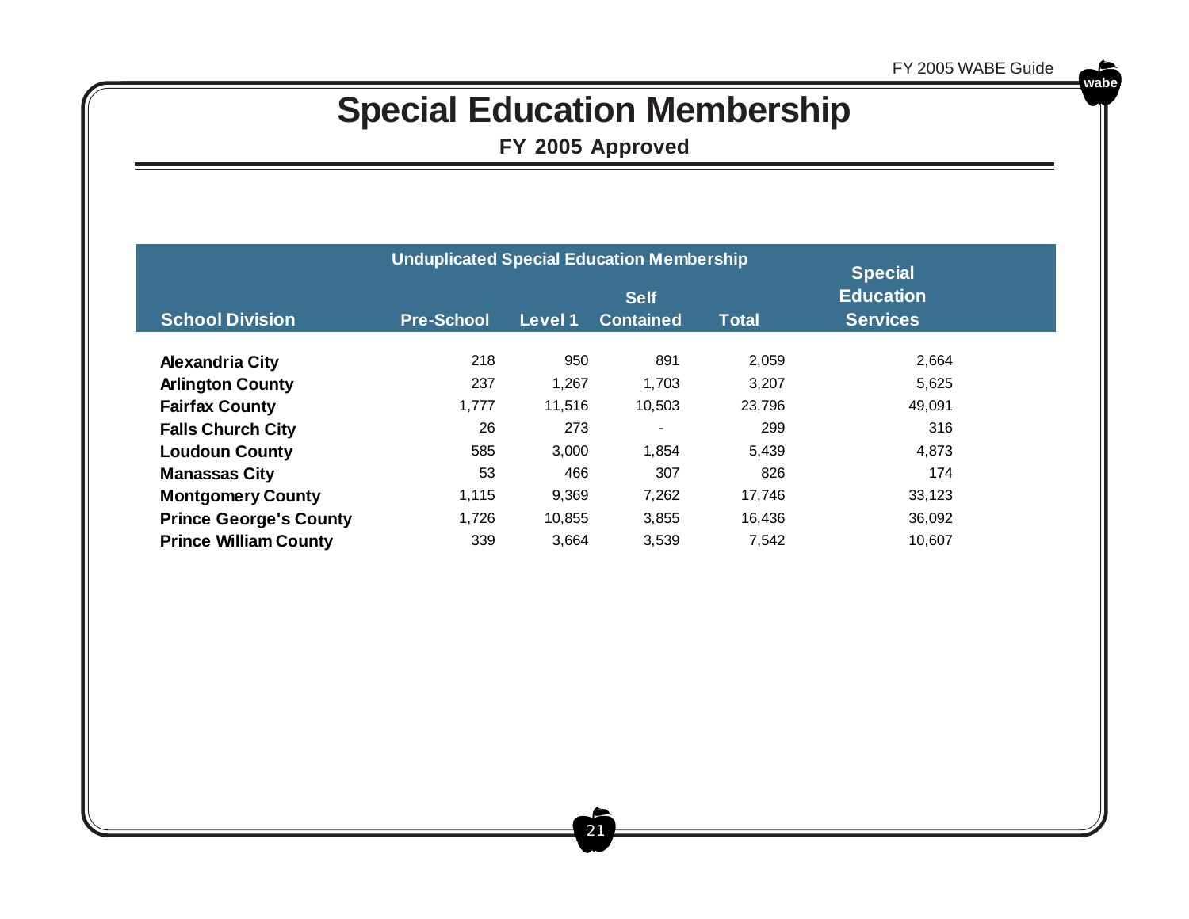# Special Education Membership

**FY 2005 Approved**

| | Unduplicated Special Education Membership | | | | |
|---|---|---|---|---|---|
| **School Division** | **Pre-School** | **Level 1** | **Self Contained** | **Total** | **Special Education Services** |
| **Alexandria City** | 218 | 950 | 891 | 2,059 | 2,664 |
| **Arlington County** | 237 | 1,267 | 1,703 | 3,207 | 5,625 |
| **Fairfax County** | 1,777 | 11,516 | 10,503 | 23,796 | 49,091 |
| **Falls Church City** | 26 | 273 | - | 299 | 316 |
| **Loudoun County** | 585 | 3,000 | 1,854 | 5,439 | 4,873 |
| **Manassas City** | 53 | 466 | 307 | 826 | 174 |
| **Montgomery County** | 1,115 | 9,369 | 7,262 | 17,746 | 33,123 |
| **Prince George's County** | 1,726 | 10,855 | 3,855 | 16,436 | 36,092 |
| **Prince William County** | 339 | 3,664 | 3,539 | 7,542 | 10,607 |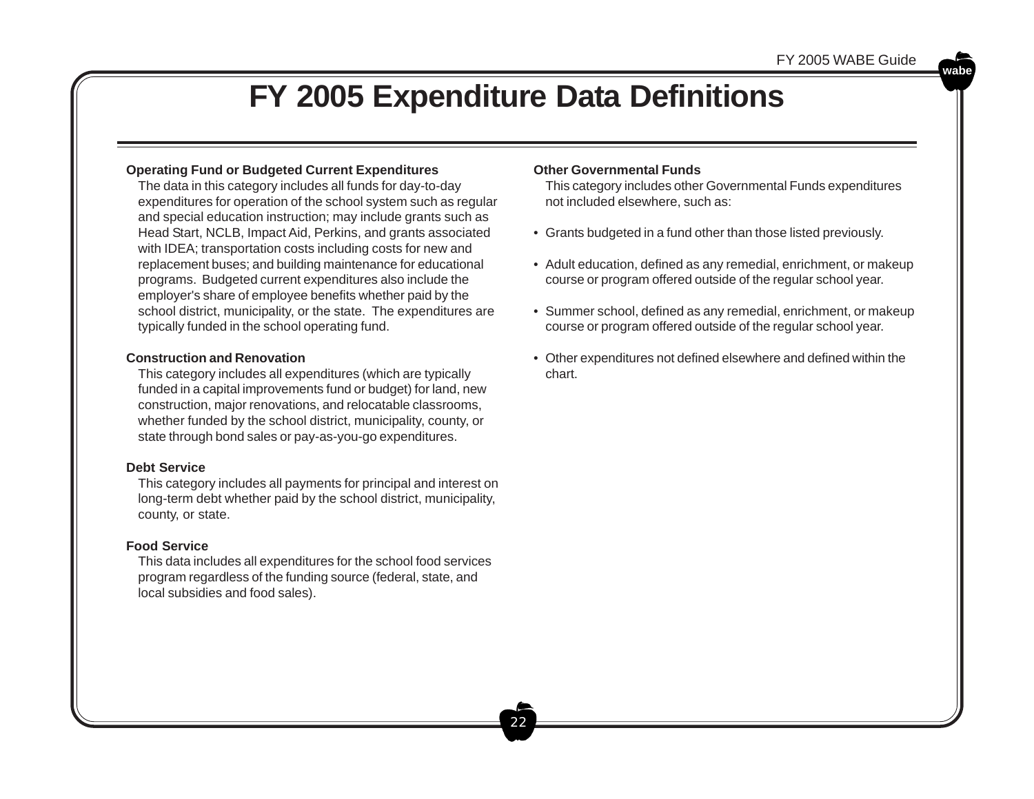# FY 2005 Expenditure Data Definitions

**Operating Fund or Budgeted Current Expenditures**

The data in this category includes all funds for day-to-day expenditures for operation of the school system such as regular and special education instruction; may include grants such as Head Start, NCLB, Impact Aid, Perkins, and grants associated with IDEA; transportation costs including costs for new and replacement buses; and building maintenance for educational programs. Budgeted current expenditures also include the employer's share of employee benefits whether paid by the school district, municipality, or the state. The expenditures are typically funded in the school operating fund.

**Construction and Renovation**

This category includes all expenditures (which are typically funded in a capital improvements fund or budget) for land, new construction, major renovations, and relocatable classrooms, whether funded by the school district, municipality, county, or state through bond sales or pay-as-you-go expenditures.

**Debt Service**

This category includes all payments for principal and interest on long-term debt whether paid by the school district, municipality, county, or state.

**Food Service**

This data includes all expenditures for the school food services program regardless of the funding source (federal, state, and local subsidies and food sales).

**Other Governmental Funds**

This category includes other Governmental Funds expenditures not included elsewhere, such as:

- Grants budgeted in a fund other than those listed previously.
- Adult education, defined as any remedial, enrichment, or makeup course or program offered outside of the regular school year.
- Summer school, defined as any remedial, enrichment, or makeup course or program offered outside of the regular school year.
- Other expenditures not defined elsewhere and defined within the chart.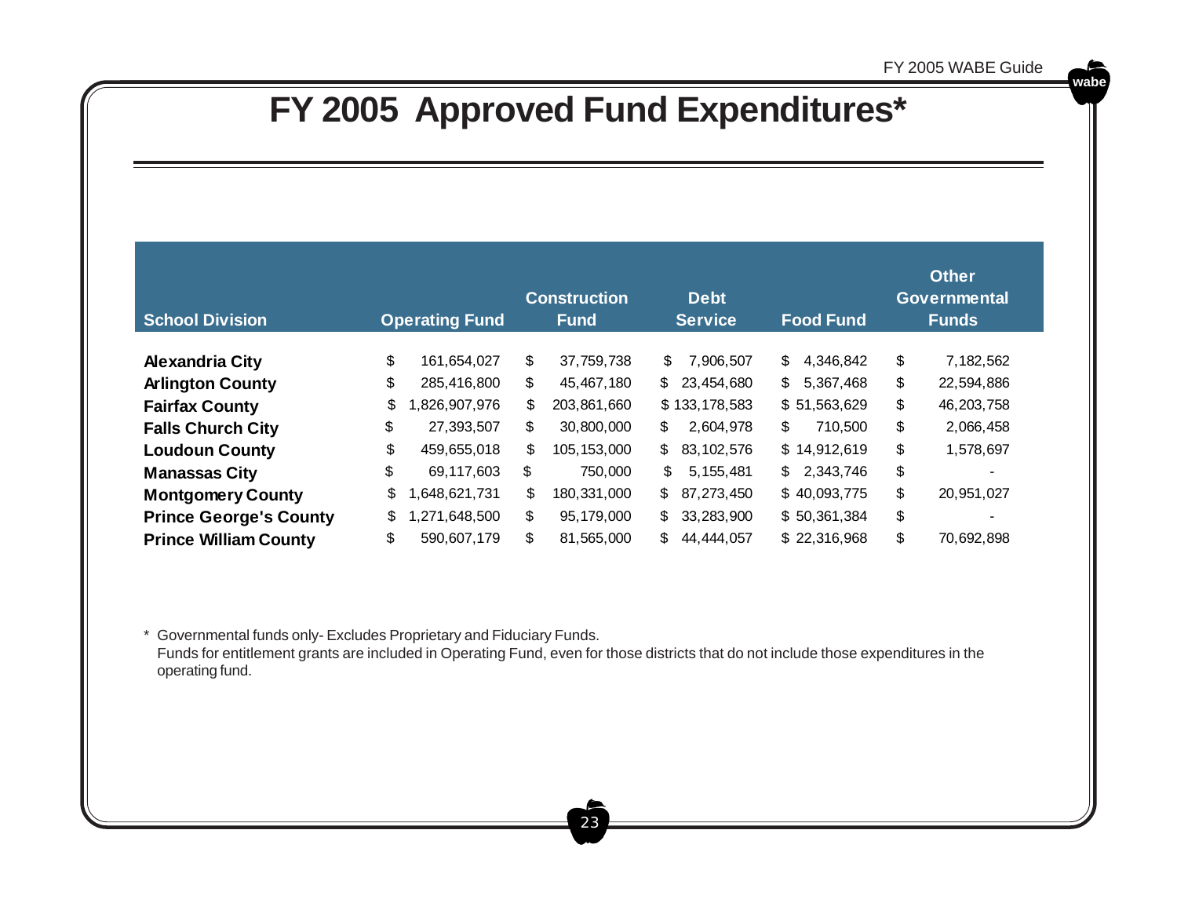# FY 2005 Approved Fund Expenditures*

| School Division | Operating Fund | Construction Fund | Debt Service | Food Fund | Other Governmental Funds |
|---|---|---|---|---|---|
| **Alexandria City** | $ 161,654,027 | $ 37,759,738 | $ 7,906,507 | $ 4,346,842 | $ 7,182,562 |
| **Arlington County** | $ 285,416,800 | $ 45,467,180 | $ 23,454,680 | $ 5,367,468 | $ 22,594,886 |
| **Fairfax County** | $ 1,826,907,976 | $ 203,861,660 | $ 133,178,583 | $ 51,563,629 | $ 46,203,758 |
| **Falls Church City** | $ 27,393,507 | $ 30,800,000 | $ 2,604,978 | $ 710,500 | $ 2,066,458 |
| **Loudoun County** | $ 459,655,018 | $ 105,153,000 | $ 83,102,576 | $ 14,912,619 | $ 1,578,697 |
| **Manassas City** | $ 69,117,603 | $ 750,000 | $ 5,155,481 | $ 2,343,746 | $ - |
| **Montgomery County** | $ 1,648,621,731 | $ 180,331,000 | $ 87,273,450 | $ 40,093,775 | $ 20,951,027 |
| **Prince George's County** | $ 1,271,648,500 | $ 95,179,000 | $ 33,283,900 | $ 50,361,384 | $ - |
| **Prince William County** | $ 590,607,179 | $ 81,565,000 | $ 44,444,057 | $ 22,316,968 | $ 70,692,898 |

\* Governmental funds only- Excludes Proprietary and Fiduciary Funds.
Funds for entitlement grants are included in Operating Fund, even for those districts that do not include those expenditures in the operating fund.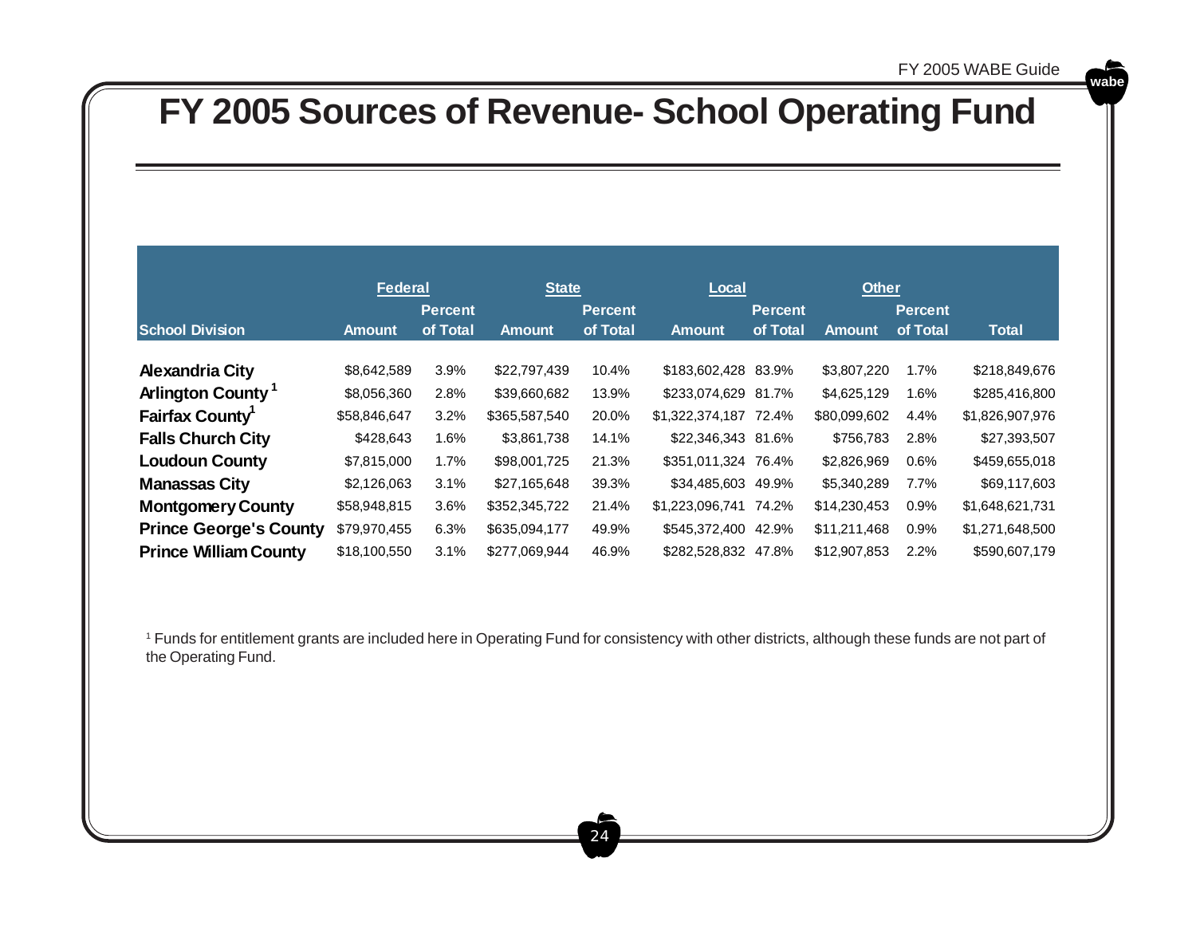# FY 2005 Sources of Revenue- School Operating Fund

| | Federal | | State | | Local | | Other | | |
|---|---|---|---|---|---|---|---|---|---|
| School Division | Amount | Percent of Total | Amount | Percent of Total | Amount | Percent of Total | Amount | Percent of Total | Total |
| Alexandria City | $8,642,589 | 3.9% | $22,797,439 | 10.4% | $183,602,428 | 83.9% | $3,807,220 | 1.7% | $218,849,676 |
| Arlington County [1] | $8,056,360 | 2.8% | $39,660,682 | 13.9% | $233,074,629 | 81.7% | $4,625,129 | 1.6% | $285,416,800 |
| Fairfax County [1] | $58,846,647 | 3.2% | $365,587,540 | 20.0% | $1,322,374,187 | 72.4% | $80,099,602 | 4.4% | $1,826,907,976 |
| Falls Church City | $428,643 | 1.6% | $3,861,738 | 14.1% | $22,346,343 | 81.6% | $756,783 | 2.8% | $27,393,507 |
| Loudoun County | $7,815,000 | 1.7% | $98,001,725 | 21.3% | $351,011,324 | 76.4% | $2,826,969 | 0.6% | $459,655,018 |
| Manassas City | $2,126,063 | 3.1% | $27,165,648 | 39.3% | $34,485,603 | 49.9% | $5,340,289 | 7.7% | $69,117,603 |
| Montgomery County | $58,948,815 | 3.6% | $352,345,722 | 21.4% | $1,223,096,741 | 74.2% | $14,230,453 | 0.9% | $1,648,621,731 |
| Prince George's County | $79,970,455 | 6.3% | $635,094,177 | 49.9% | $545,372,400 | 42.9% | $11,211,468 | 0.9% | $1,271,648,500 |
| Prince William County | $18,100,550 | 3.1% | $277,069,944 | 46.9% | $282,528,832 | 47.8% | $12,907,853 | 2.2% | $590,607,179 |

[1] Funds for entitlement grants are included here in Operating Fund for consistency with other districts, although these funds are not part of the Operating Fund.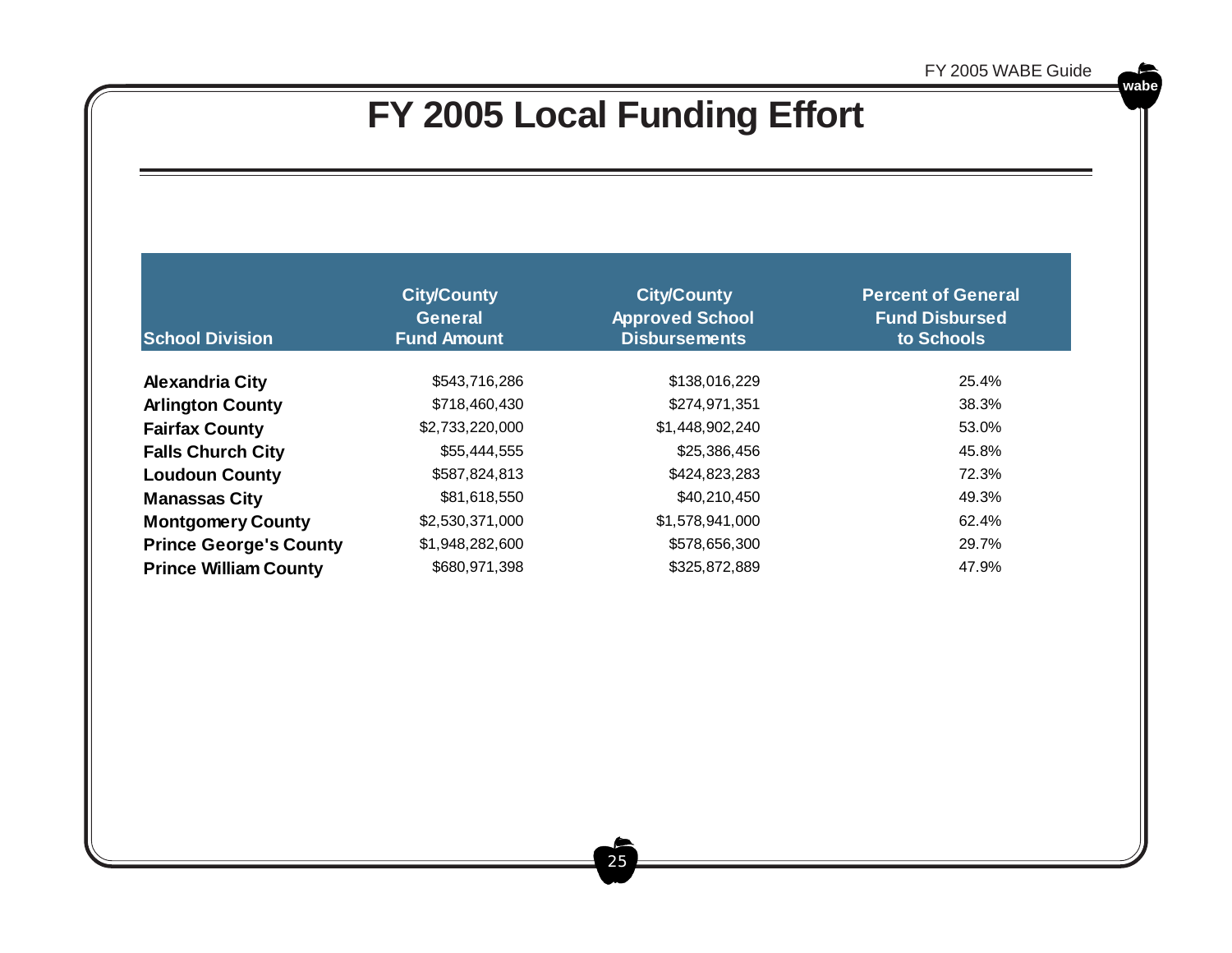# FY 2005 Local Funding Effort

| School Division | City/County General Fund Amount | City/County Approved School Disbursements | Percent of General Fund Disbursed to Schools |
|---|---|---|---|
| **Alexandria City** | $543,716,286 | $138,016,229 | 25.4% |
| **Arlington County** | $718,460,430 | $274,971,351 | 38.3% |
| **Fairfax County** | $2,733,220,000 | $1,448,902,240 | 53.0% |
| **Falls Church City** | $55,444,555 | $25,386,456 | 45.8% |
| **Loudoun County** | $587,824,813 | $424,823,283 | 72.3% |
| **Manassas City** | $81,618,550 | $40,210,450 | 49.3% |
| **Montgomery County** | $2,530,371,000 | $1,578,941,000 | 62.4% |
| **Prince George's County** | $1,948,282,600 | $578,656,300 | 29.7% |
| **Prince William County** | $680,971,398 | $325,872,889 | 47.9% |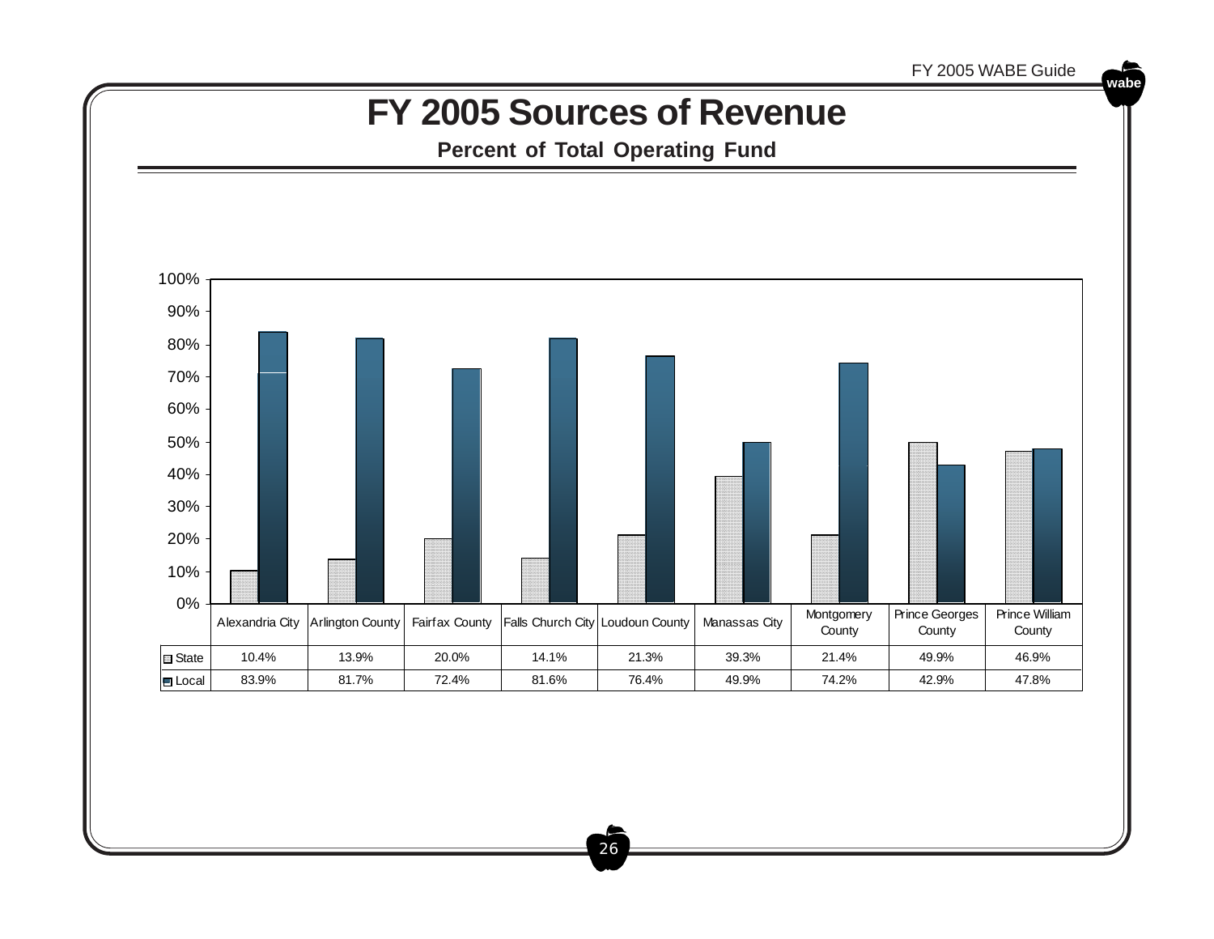# FY 2005 Sources of Revenue

**Percent of Total Operating Fund**

100%
90%
80%
70%
60%
50%
40%
30%
20%
10%
0%

| | Alexandria City | Arlington County | Fairfax County | Falls Church City | Loudoun County | Manassas City | Montgomery County | Prince Georges County | Prince William County |
|---|---|---|---|---|---|---|---|---|---|
| State | 10.4% | 13.9% | 20.0% | 14.1% | 21.3% | 39.3% | 21.4% | 49.9% | 46.9% |
| Local | 83.9% | 81.7% | 72.4% | 81.6% | 76.4% | 49.9% | 74.2% | 42.9% | 47.8% |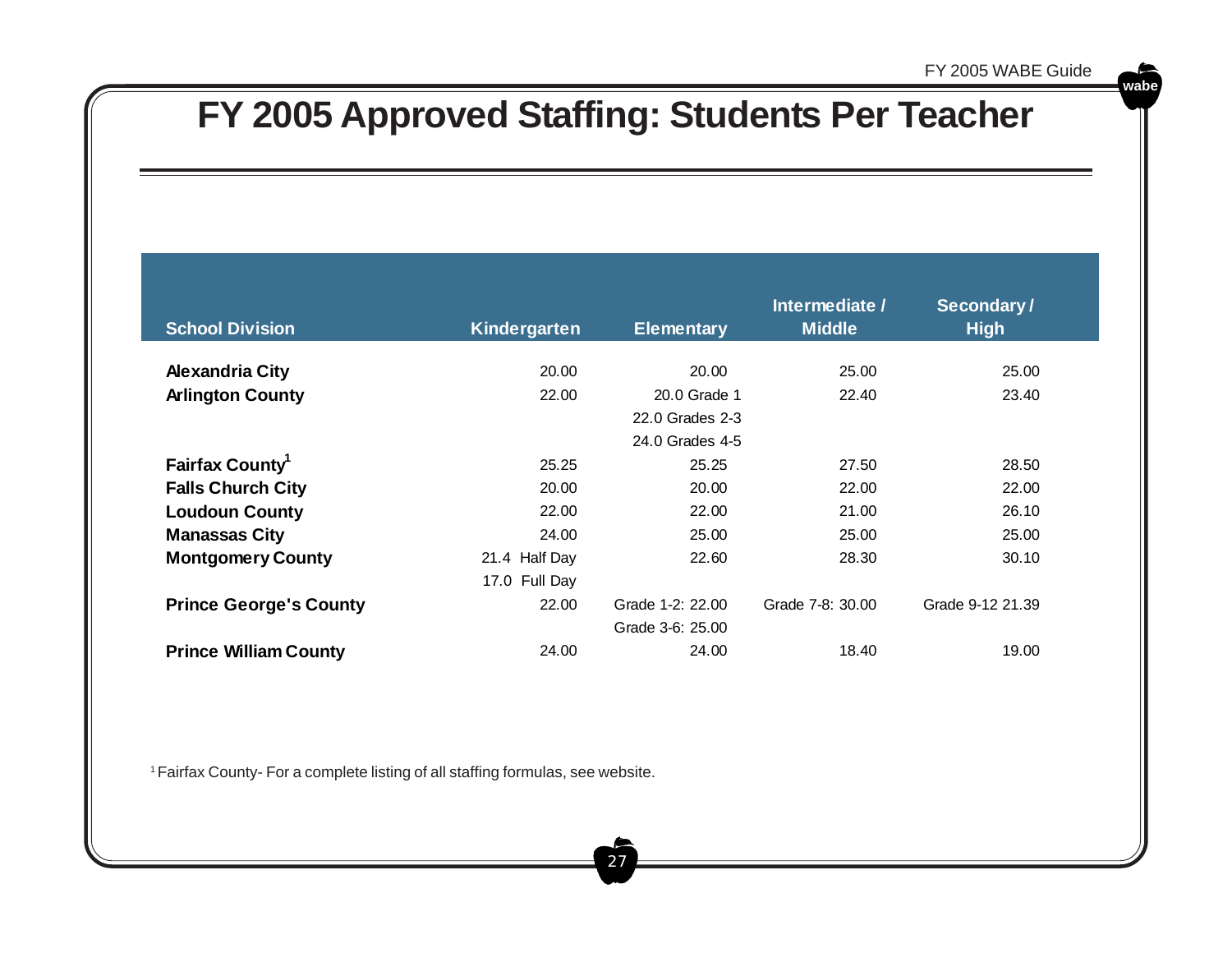# FY 2005 Approved Staffing: Students Per Teacher

| School Division | Kindergarten | Elementary | Intermediate / Middle | Secondary / High |
|---|---|---|---|---|
| **Alexandria City** | 20.00 | 20.00 | 25.00 | 25.00 |
| **Arlington County** | 22.00 | 20.0 Grade 1<br>22.0 Grades 2-3<br>24.0 Grades 4-5 | 22.40 | 23.40 |
| **Fairfax County**[1] | 25.25 | 25.25 | 27.50 | 28.50 |
| **Falls Church City** | 20.00 | 20.00 | 22.00 | 22.00 |
| **Loudoun County** | 22.00 | 22.00 | 21.00 | 26.10 |
| **Manassas City** | 24.00 | 25.00 | 25.00 | 25.00 |
| **Montgomery County** | 21.4 Half Day<br>17.0 Full Day | 22.60 | 28.30 | 30.10 |
| **Prince George's County** | 22.00 | Grade 1-2: 22.00<br>Grade 3-6: 25.00 | Grade 7-8: 30.00 | Grade 9-12 21.39 |
| **Prince William County** | 24.00 | 24.00 | 18.40 | 19.00 |

[1] Fairfax County- For a complete listing of all staffing formulas, see website.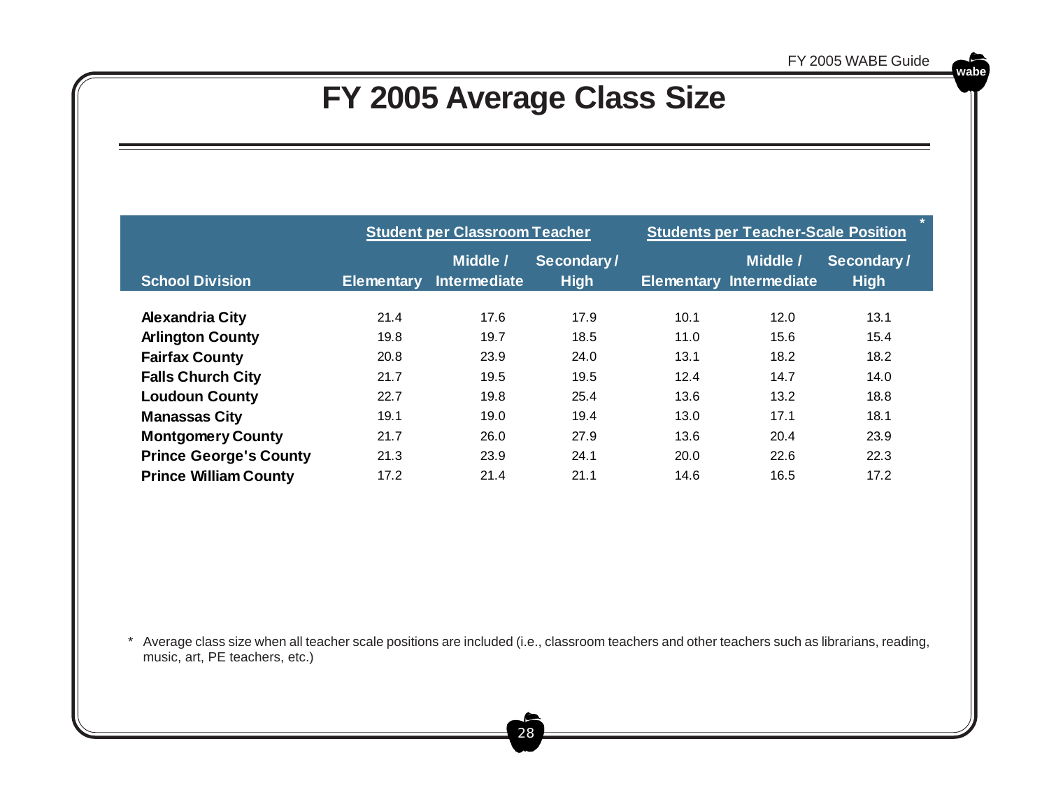# FY 2005 Average Class Size

| School Division | Student per Classroom Teacher | | | Students per Teacher-Scale Position * | | |
|---|---|---|---|---|---|---|
| | Elementary | Middle / Intermediate | Secondary / High | Elementary | Middle / Intermediate | Secondary / High |
| **Alexandria City** | 21.4 | 17.6 | 17.9 | 10.1 | 12.0 | 13.1 |
| **Arlington County** | 19.8 | 19.7 | 18.5 | 11.0 | 15.6 | 15.4 |
| **Fairfax County** | 20.8 | 23.9 | 24.0 | 13.1 | 18.2 | 18.2 |
| **Falls Church City** | 21.7 | 19.5 | 19.5 | 12.4 | 14.7 | 14.0 |
| **Loudoun County** | 22.7 | 19.8 | 25.4 | 13.6 | 13.2 | 18.8 |
| **Manassas City** | 19.1 | 19.0 | 19.4 | 13.0 | 17.1 | 18.1 |
| **Montgomery County** | 21.7 | 26.0 | 27.9 | 13.6 | 20.4 | 23.9 |
| **Prince George's County** | 21.3 | 23.9 | 24.1 | 20.0 | 22.6 | 22.3 |
| **Prince William County** | 17.2 | 21.4 | 21.1 | 14.6 | 16.5 | 17.2 |

\* Average class size when all teacher scale positions are included (i.e., classroom teachers and other teachers such as librarians, reading, music, art, PE teachers, etc.)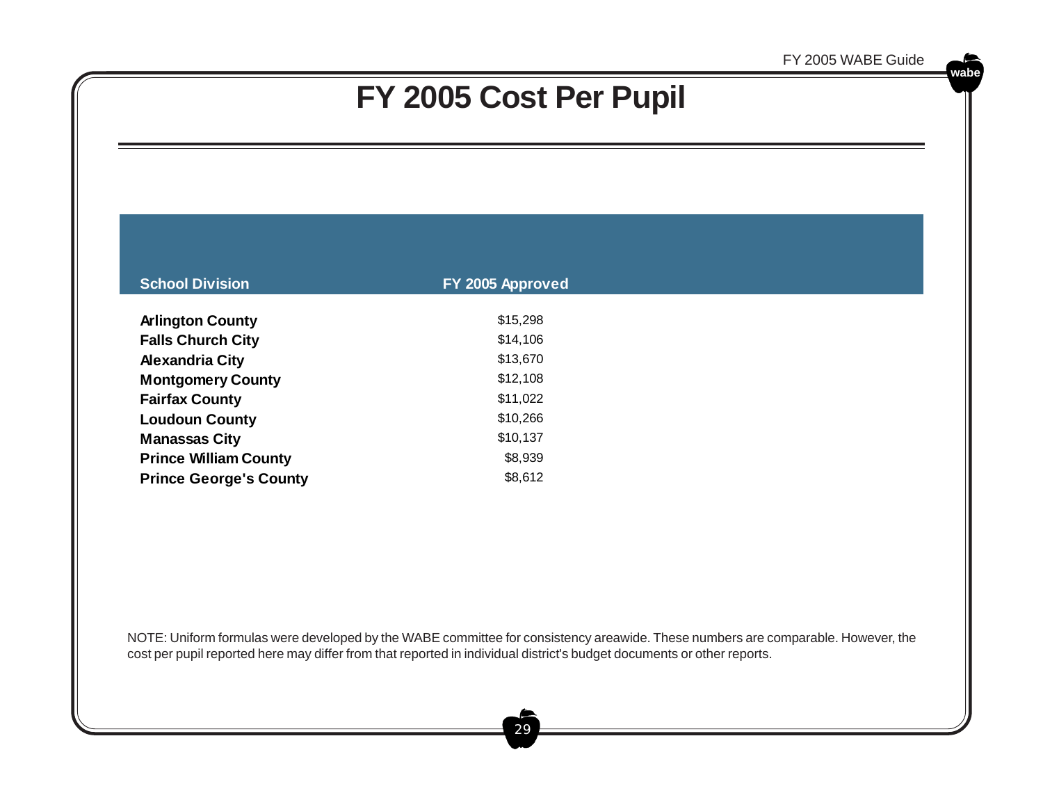# FY 2005 Cost Per Pupil

| School Division | FY 2005 Approved |
|---|---|
| **Arlington County** | $15,298 |
| **Falls Church City** | $14,106 |
| **Alexandria City** | $13,670 |
| **Montgomery County** | $12,108 |
| **Fairfax County** | $11,022 |
| **Loudoun County** | $10,266 |
| **Manassas City** | $10,137 |
| **Prince William County** | $8,939 |
| **Prince George's County** | $8,612 |

NOTE: Uniform formulas were developed by the WABE committee for consistency areawide. These numbers are comparable. However, the cost per pupil reported here may differ from that reported in individual district's budget documents or other reports.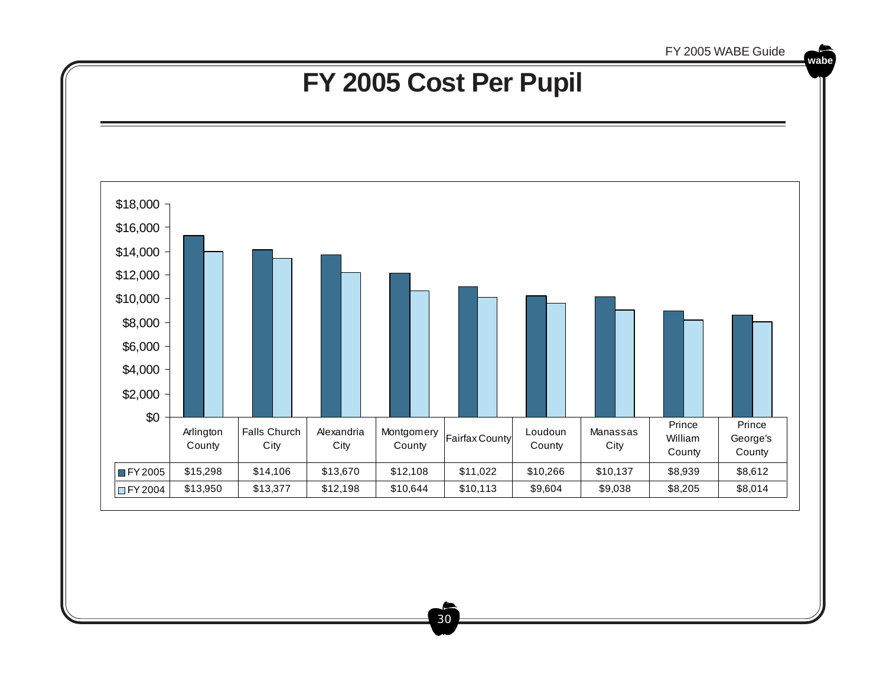# FY 2005 Cost Per Pupil

$18,000
$16,000
$14,000
$12,000
$10,000
$8,000
$6,000
$4,000
$2,000
$0

| | Arlington County | Falls Church City | Alexandria City | Montgomery County | Fairfax County | Loudoun County | Manassas City | Prince William County | Prince George's County |
|---|---|---|---|---|---|---|---|---|---|
| FY 2005 | $15,298 | $14,106 | $13,670 | $12,108 | $11,022 | $10,266 | $10,137 | $8,939 | $8,612 |
| FY 2004 | $13,950 | $13,377 | $12,198 | $10,644 | $10,113 | $9,604 | $9,038 | $8,205 | $8,014 |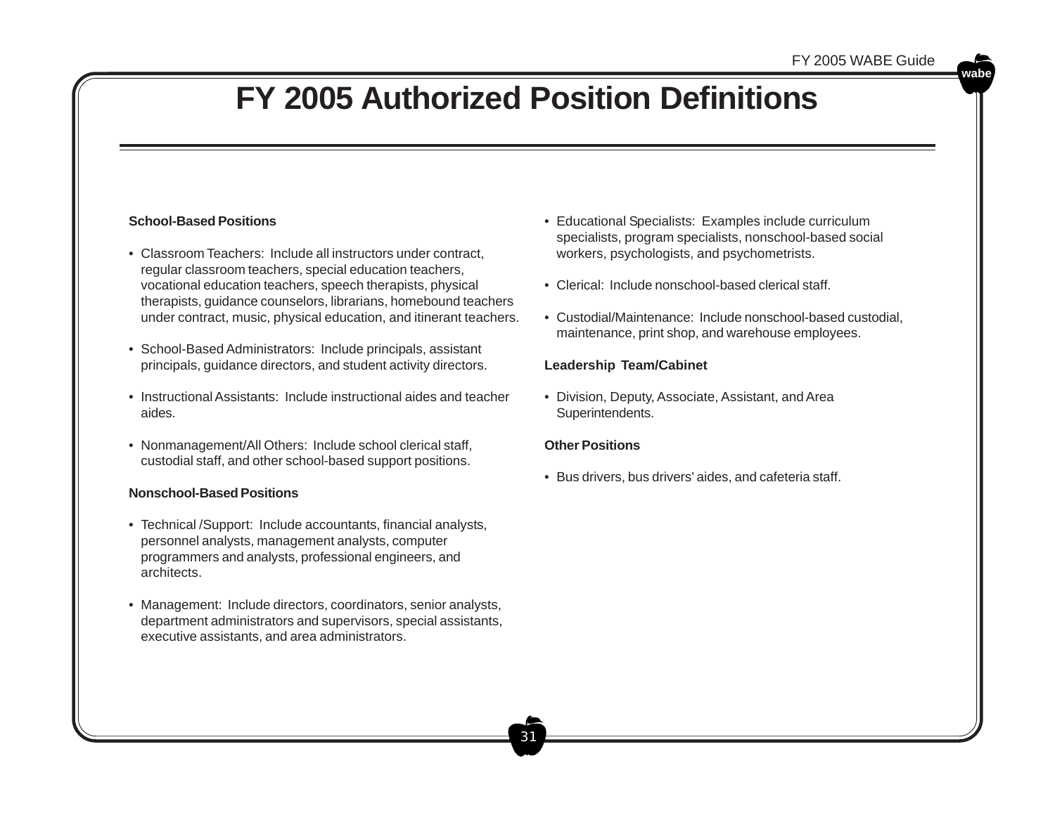# FY 2005 Authorized Position Definitions

**School-Based Positions**

- Classroom Teachers: Include all instructors under contract, regular classroom teachers, special education teachers, vocational education teachers, speech therapists, physical therapists, guidance counselors, librarians, homebound teachers under contract, music, physical education, and itinerant teachers.

- School-Based Administrators: Include principals, assistant principals, guidance directors, and student activity directors.

- Instructional Assistants: Include instructional aides and teacher aides.

- Nonmanagement/All Others: Include school clerical staff, custodial staff, and other school-based support positions.

**Nonschool-Based Positions**

- Technical /Support: Include accountants, financial analysts, personnel analysts, management analysts, computer programmers and analysts, professional engineers, and architects.

- Management: Include directors, coordinators, senior analysts, department administrators and supervisors, special assistants, executive assistants, and area administrators.

- Educational Specialists: Examples include curriculum specialists, program specialists, nonschool-based social workers, psychologists, and psychometrists.

- Clerical: Include nonschool-based clerical staff.

- Custodial/Maintenance: Include nonschool-based custodial, maintenance, print shop, and warehouse employees.

**Leadership Team/Cabinet**

- Division, Deputy, Associate, Assistant, and Area Superintendents.

**Other Positions**

- Bus drivers, bus drivers' aides, and cafeteria staff.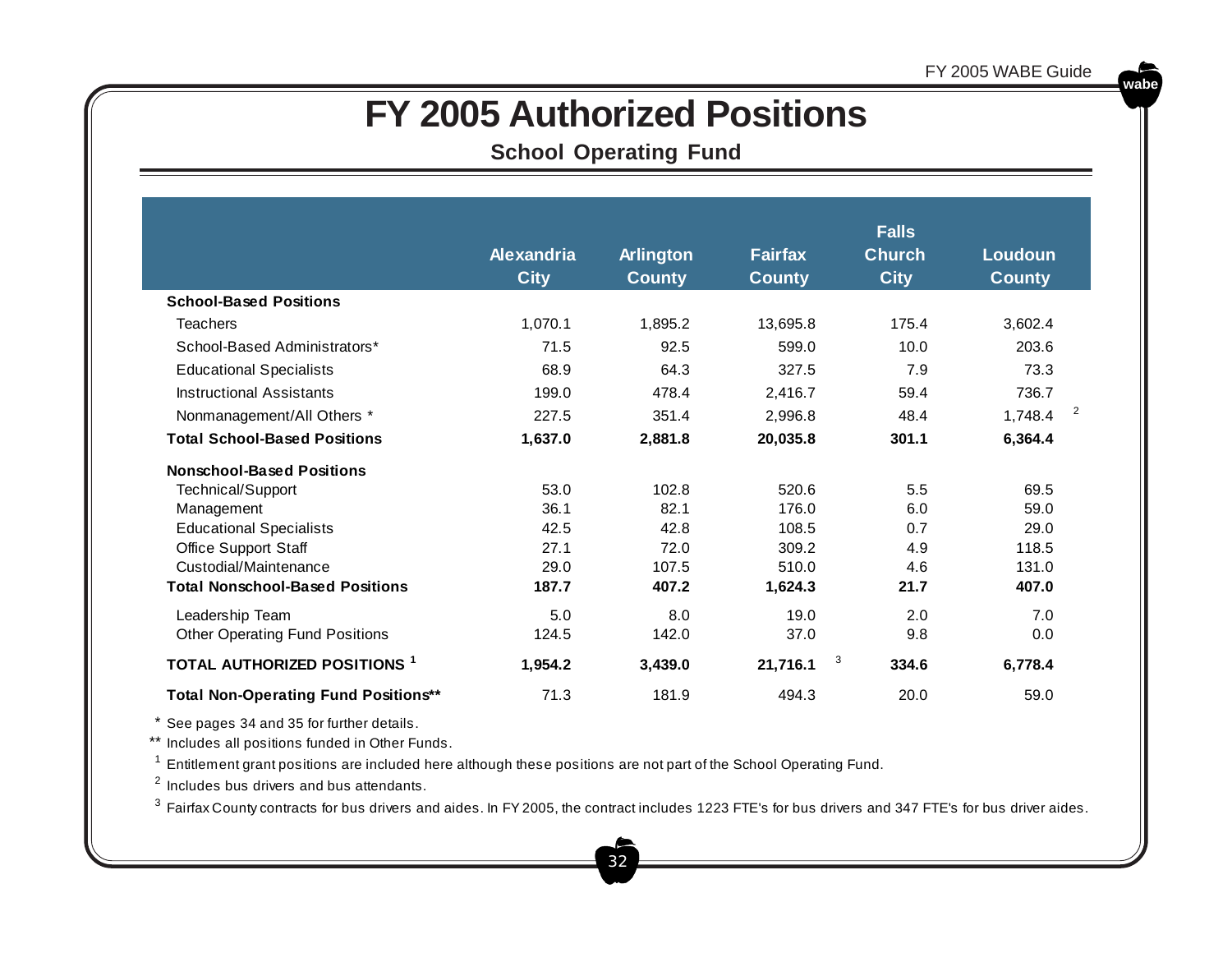# FY 2005 Authorized Positions

## School Operating Fund

| | Alexandria City | Arlington County | Fairfax County | Falls Church City | Loudoun County |
|---|---|---|---|---|---|
| **School-Based Positions** | | | | | |
| Teachers | 1,070.1 | 1,895.2 | 13,695.8 | 175.4 | 3,602.4 |
| School-Based Administrators* | 71.5 | 92.5 | 599.0 | 10.0 | 203.6 |
| Educational Specialists | 68.9 | 64.3 | 327.5 | 7.9 | 73.3 |
| Instructional Assistants | 199.0 | 478.4 | 2,416.7 | 59.4 | 736.7 |
| Nonmanagement/All Others * | 227.5 | 351.4 | 2,996.8 | 48.4 | 1,748.4 [2] |
| **Total School-Based Positions** | **1,637.0** | **2,881.8** | **20,035.8** | **301.1** | **6,364.4** |
| **Nonschool-Based Positions** | | | | | |
| Technical/Support | 53.0 | 102.8 | 520.6 | 5.5 | 69.5 |
| Management | 36.1 | 82.1 | 176.0 | 6.0 | 59.0 |
| Educational Specialists | 42.5 | 42.8 | 108.5 | 0.7 | 29.0 |
| Office Support Staff | 27.1 | 72.0 | 309.2 | 4.9 | 118.5 |
| Custodial/Maintenance | 29.0 | 107.5 | 510.0 | 4.6 | 131.0 |
| **Total Nonschool-Based Positions** | **187.7** | **407.2** | **1,624.3** | **21.7** | **407.0** |
| Leadership Team | 5.0 | 8.0 | 19.0 | 2.0 | 7.0 |
| Other Operating Fund Positions | 124.5 | 142.0 | 37.0 | 9.8 | 0.0 |
| **TOTAL AUTHORIZED POSITIONS [1]** | **1,954.2** | **3,439.0** | **21,716.1** [3] | **334.6** | **6,778.4** |
| **Total Non-Operating Fund Positions**** | 71.3 | 181.9 | 494.3 | 20.0 | 59.0 |

\* See pages 34 and 35 for further details.

** Includes all positions funded in Other Funds.

[1] Entitlement grant positions are included here although these positions are not part of the School Operating Fund.

[2] Includes bus drivers and bus attendants.

[3] Fairfax County contracts for bus drivers and aides. In FY 2005, the contract includes 1223 FTE's for bus drivers and 347 FTE's for bus driver aides.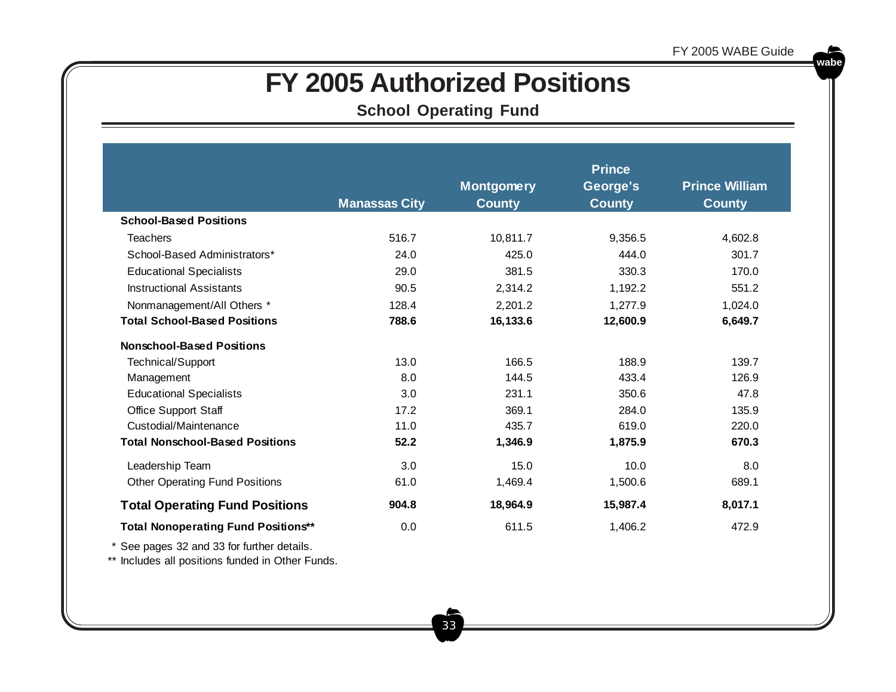# FY 2005 Authorized Positions

## School Operating Fund

| | Manassas City | Montgomery County | Prince George's County | Prince William County |
|---|---|---|---|---|
| **School-Based Positions** | | | | |
| Teachers | 516.7 | 10,811.7 | 9,356.5 | 4,602.8 |
| School-Based Administrators* | 24.0 | 425.0 | 444.0 | 301.7 |
| Educational Specialists | 29.0 | 381.5 | 330.3 | 170.0 |
| Instructional Assistants | 90.5 | 2,314.2 | 1,192.2 | 551.2 |
| Nonmanagement/All Others * | 128.4 | 2,201.2 | 1,277.9 | 1,024.0 |
| **Total School-Based Positions** | **788.6** | **16,133.6** | **12,600.9** | **6,649.7** |
| **Nonschool-Based Positions** | | | | |
| Technical/Support | 13.0 | 166.5 | 188.9 | 139.7 |
| Management | 8.0 | 144.5 | 433.4 | 126.9 |
| Educational Specialists | 3.0 | 231.1 | 350.6 | 47.8 |
| Office Support Staff | 17.2 | 369.1 | 284.0 | 135.9 |
| Custodial/Maintenance | 11.0 | 435.7 | 619.0 | 220.0 |
| **Total Nonschool-Based Positions** | **52.2** | **1,346.9** | **1,875.9** | **670.3** |
| Leadership Team | 3.0 | 15.0 | 10.0 | 8.0 |
| Other Operating Fund Positions | 61.0 | 1,469.4 | 1,500.6 | 689.1 |
| **Total Operating Fund Positions** | **904.8** | **18,964.9** | **15,987.4** | **8,017.1** |
| **Total Nonoperating Fund Positions**** | 0.0 | 611.5 | 1,406.2 | 472.9 |

\* See pages 32 and 33 for further details.

** Includes all positions funded in Other Funds.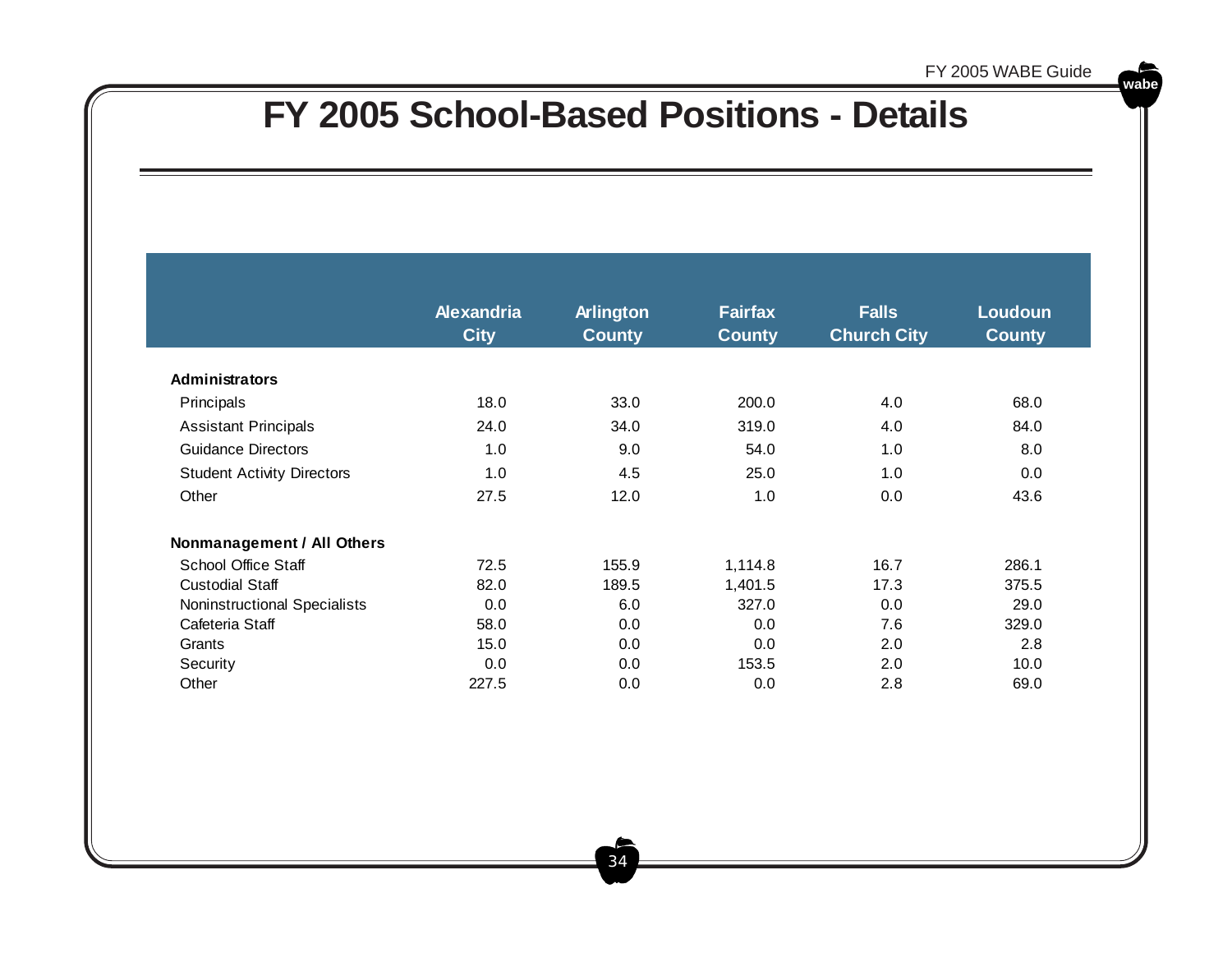# FY 2005 School-Based Positions - Details

| | Alexandria City | Arlington County | Fairfax County | Falls Church City | Loudoun County |
|---|---|---|---|---|---|
| **Administrators** | | | | | |
| Principals | 18.0 | 33.0 | 200.0 | 4.0 | 68.0 |
| Assistant Principals | 24.0 | 34.0 | 319.0 | 4.0 | 84.0 |
| Guidance Directors | 1.0 | 9.0 | 54.0 | 1.0 | 8.0 |
| Student Activity Directors | 1.0 | 4.5 | 25.0 | 1.0 | 0.0 |
| Other | 27.5 | 12.0 | 1.0 | 0.0 | 43.6 |
| **Nonmanagement / All Others** | | | | | |
| School Office Staff | 72.5 | 155.9 | 1,114.8 | 16.7 | 286.1 |
| Custodial Staff | 82.0 | 189.5 | 1,401.5 | 17.3 | 375.5 |
| Noninstructional Specialists | 0.0 | 6.0 | 327.0 | 0.0 | 29.0 |
| Cafeteria Staff | 58.0 | 0.0 | 0.0 | 7.6 | 329.0 |
| Grants | 15.0 | 0.0 | 0.0 | 2.0 | 2.8 |
| Security | 0.0 | 0.0 | 153.5 | 2.0 | 10.0 |
| Other | 227.5 | 0.0 | 0.0 | 2.8 | 69.0 |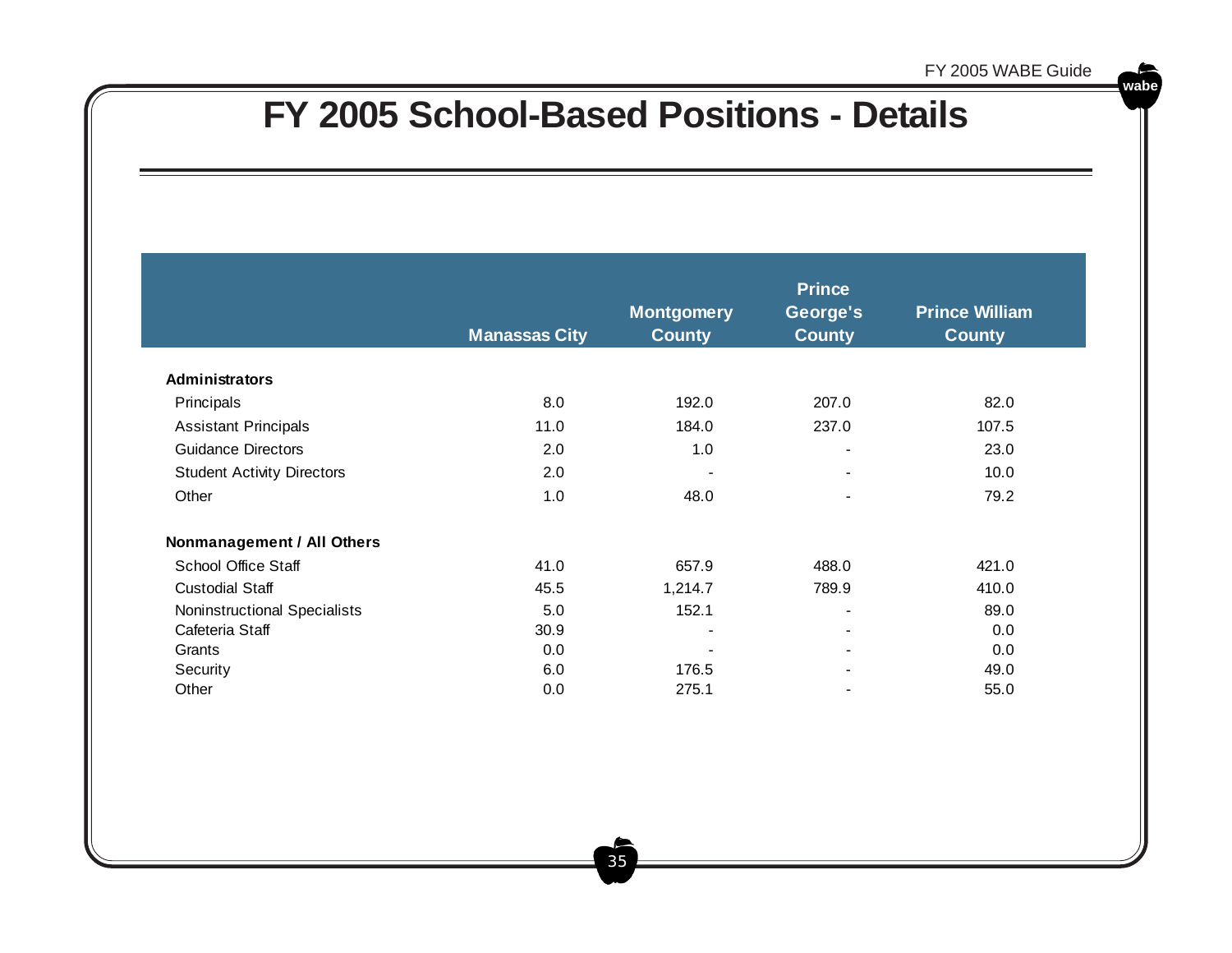# FY 2005 School-Based Positions - Details

| | Manassas City | Montgomery County | Prince George's County | Prince William County |
|---|---|---|---|---|
| **Administrators** | | | | |
| Principals | 8.0 | 192.0 | 207.0 | 82.0 |
| Assistant Principals | 11.0 | 184.0 | 237.0 | 107.5 |
| Guidance Directors | 2.0 | 1.0 | - | 23.0 |
| Student Activity Directors | 2.0 | - | - | 10.0 |
| Other | 1.0 | 48.0 | - | 79.2 |
| **Nonmanagement / All Others** | | | | |
| School Office Staff | 41.0 | 657.9 | 488.0 | 421.0 |
| Custodial Staff | 45.5 | 1,214.7 | 789.9 | 410.0 |
| Noninstructional Specialists | 5.0 | 152.1 | - | 89.0 |
| Cafeteria Staff | 30.9 | - | - | 0.0 |
| Grants | 0.0 | - | - | 0.0 |
| Security | 6.0 | 176.5 | - | 49.0 |
| Other | 0.0 | 275.1 | - | 55.0 |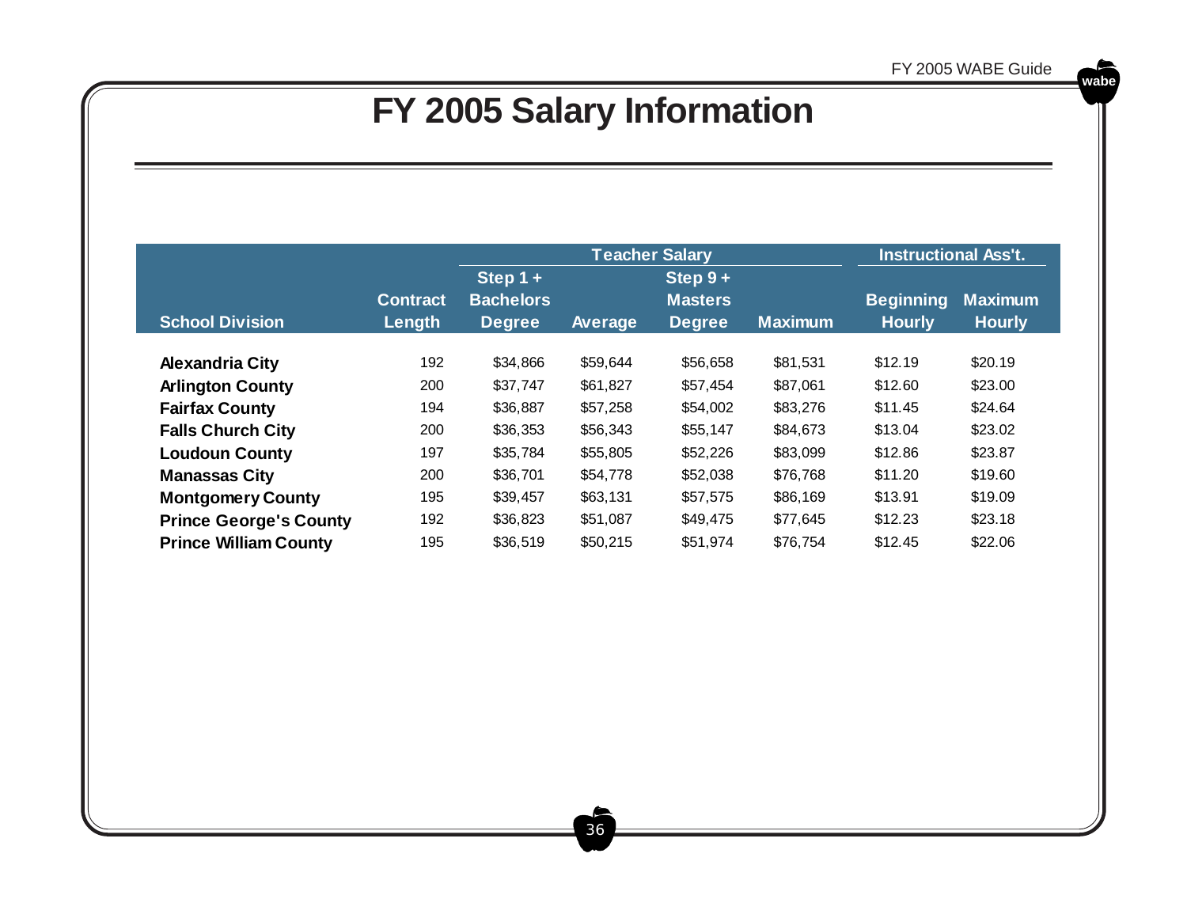# FY 2005 Salary Information

| School Division | Contract Length | Teacher Salary | | | | Instructional Ass't. | |
|---|---|---|---|---|---|---|---|
| | | Step 1 + Bachelors Degree | Average | Step 9 + Masters Degree | Maximum | Beginning Hourly | Maximum Hourly |
| **Alexandria City** | 192 | $34,866 | $59,644 | $56,658 | $81,531 | $12.19 | $20.19 |
| **Arlington County** | 200 | $37,747 | $61,827 | $57,454 | $87,061 | $12.60 | $23.00 |
| **Fairfax County** | 194 | $36,887 | $57,258 | $54,002 | $83,276 | $11.45 | $24.64 |
| **Falls Church City** | 200 | $36,353 | $56,343 | $55,147 | $84,673 | $13.04 | $23.02 |
| **Loudoun County** | 197 | $35,784 | $55,805 | $52,226 | $83,099 | $12.86 | $23.87 |
| **Manassas City** | 200 | $36,701 | $54,778 | $52,038 | $76,768 | $11.20 | $19.60 |
| **Montgomery County** | 195 | $39,457 | $63,131 | $57,575 | $86,169 | $13.91 | $19.09 |
| **Prince George's County** | 192 | $36,823 | $51,087 | $49,475 | $77,645 | $12.23 | $23.18 |
| **Prince William County** | 195 | $36,519 | $50,215 | $51,974 | $76,754 | $12.45 | $22.06 |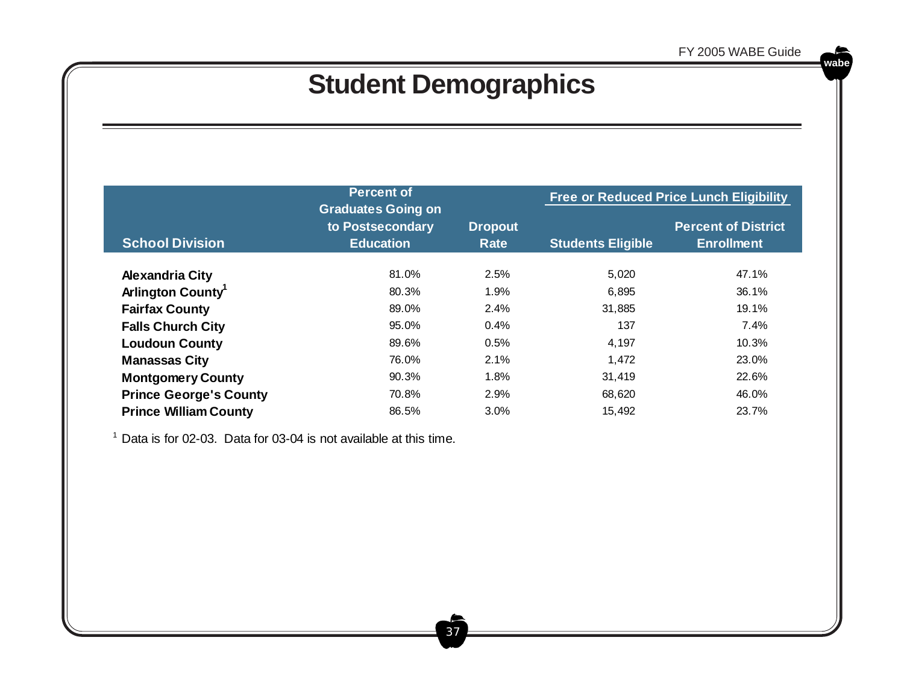# Student Demographics

| School Division | Percent of Graduates Going on to Postsecondary Education | Dropout Rate | Free or Reduced Price Lunch Eligibility | |
|---|---|---|---|---|
| | | | Students Eligible | Percent of District Enrollment |
| **Alexandria City** | 81.0% | 2.5% | 5,020 | 47.1% |
| **Arlington County**[1] | 80.3% | 1.9% | 6,895 | 36.1% |
| **Fairfax County** | 89.0% | 2.4% | 31,885 | 19.1% |
| **Falls Church City** | 95.0% | 0.4% | 137 | 7.4% |
| **Loudoun County** | 89.6% | 0.5% | 4,197 | 10.3% |
| **Manassas City** | 76.0% | 2.1% | 1,472 | 23.0% |
| **Montgomery County** | 90.3% | 1.8% | 31,419 | 22.6% |
| **Prince George's County** | 70.8% | 2.9% | 68,620 | 46.0% |
| **Prince William County** | 86.5% | 3.0% | 15,492 | 23.7% |

[1] Data is for 02-03. Data for 03-04 is not available at this time.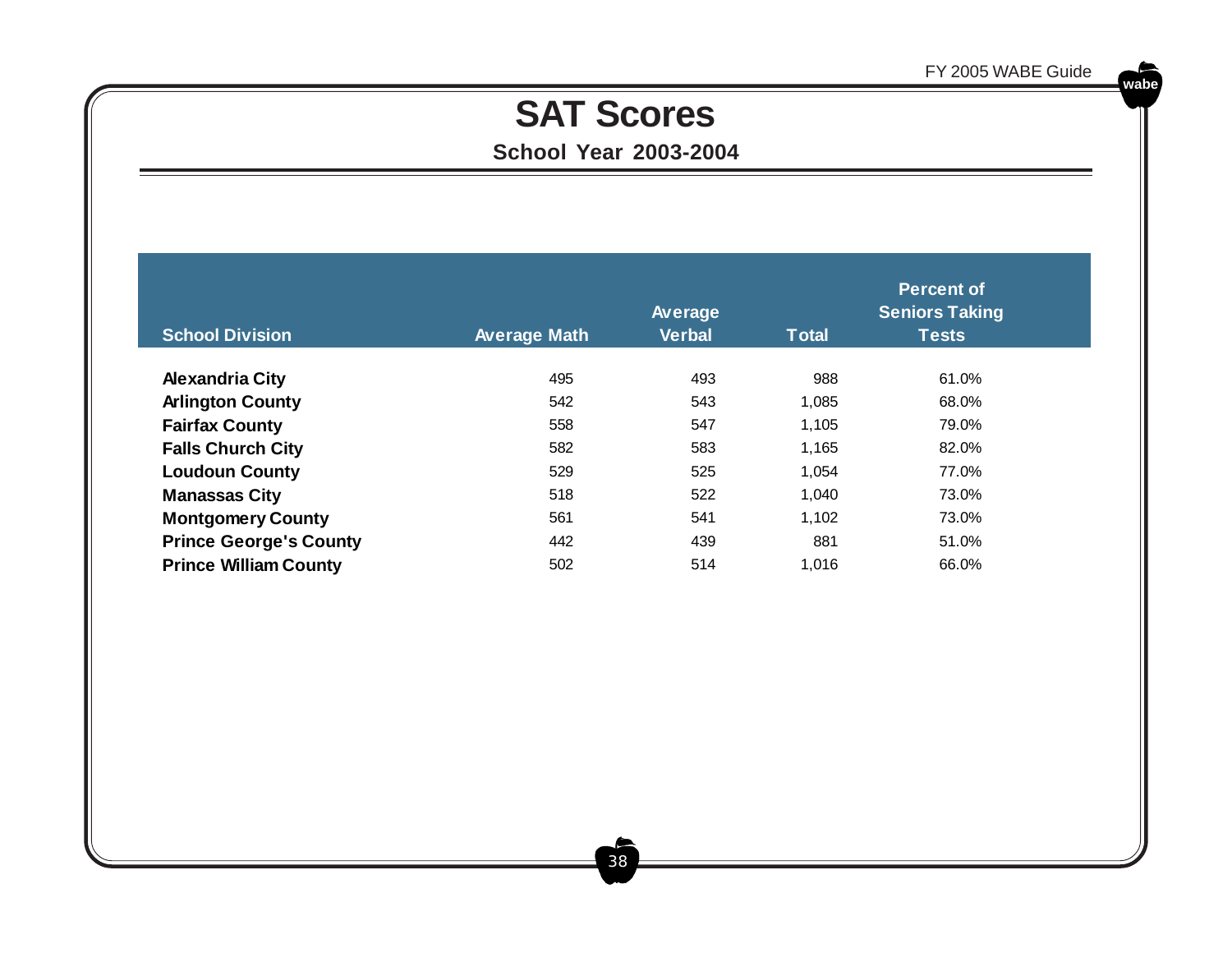# SAT Scores

**School Year 2003-2004**

| School Division | Average Math | Average Verbal | Total | Percent of Seniors Taking Tests |
|---|---|---|---|---|
| **Alexandria City** | 495 | 493 | 988 | 61.0% |
| **Arlington County** | 542 | 543 | 1,085 | 68.0% |
| **Fairfax County** | 558 | 547 | 1,105 | 79.0% |
| **Falls Church City** | 582 | 583 | 1,165 | 82.0% |
| **Loudoun County** | 529 | 525 | 1,054 | 77.0% |
| **Manassas City** | 518 | 522 | 1,040 | 73.0% |
| **Montgomery County** | 561 | 541 | 1,102 | 73.0% |
| **Prince George's County** | 442 | 439 | 881 | 51.0% |
| **Prince William County** | 502 | 514 | 1,016 | 66.0% |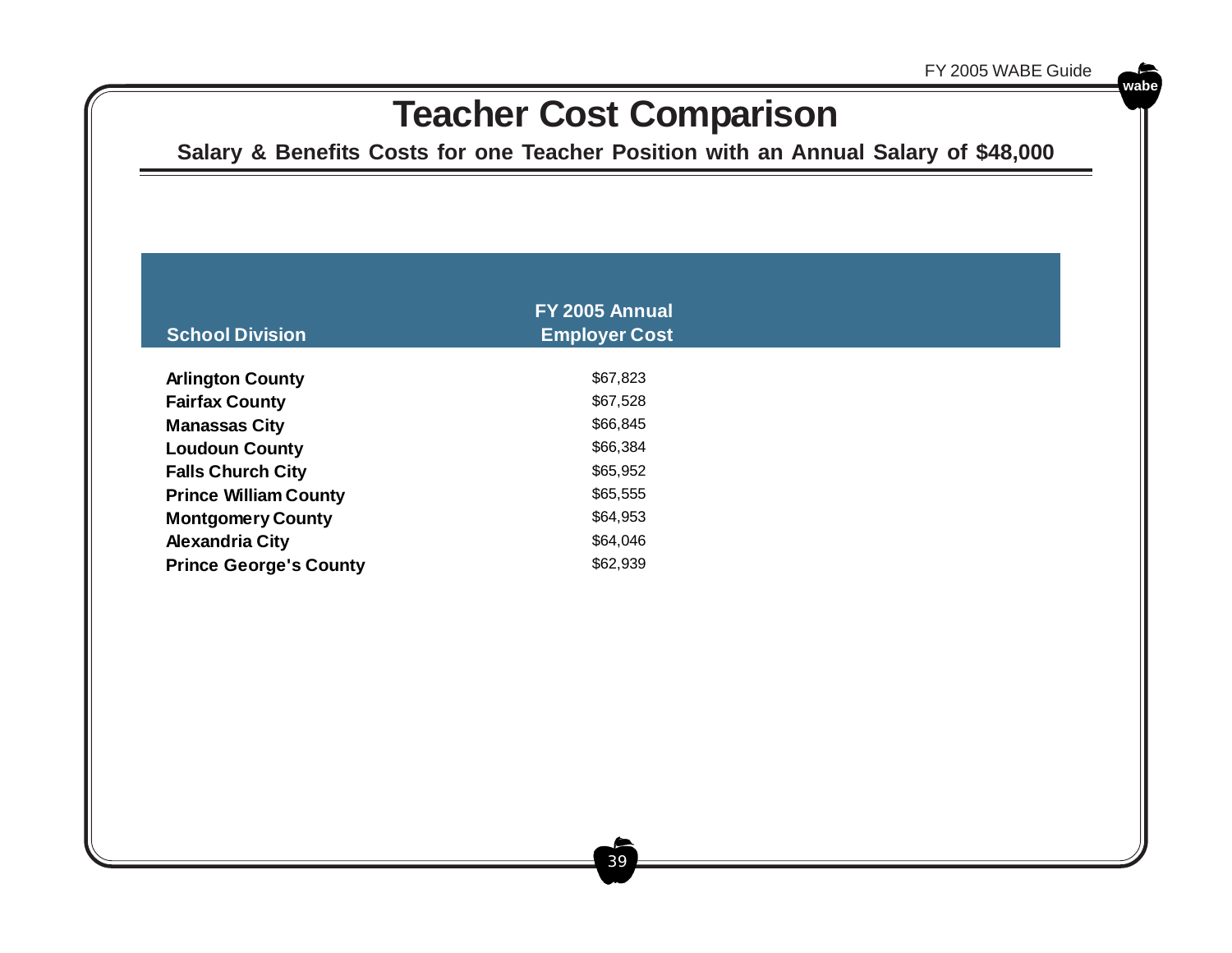# Teacher Cost Comparison

**Salary & Benefits Costs for one Teacher Position with an Annual Salary of $48,000**

| School Division | FY 2005 Annual Employer Cost |
|---|---|
| **Arlington County** | $67,823 |
| **Fairfax County** | $67,528 |
| **Manassas City** | $66,845 |
| **Loudoun County** | $66,384 |
| **Falls Church City** | $65,952 |
| **Prince William County** | $65,555 |
| **Montgomery County** | $64,953 |
| **Alexandria City** | $64,046 |
| **Prince George's County** | $62,939 |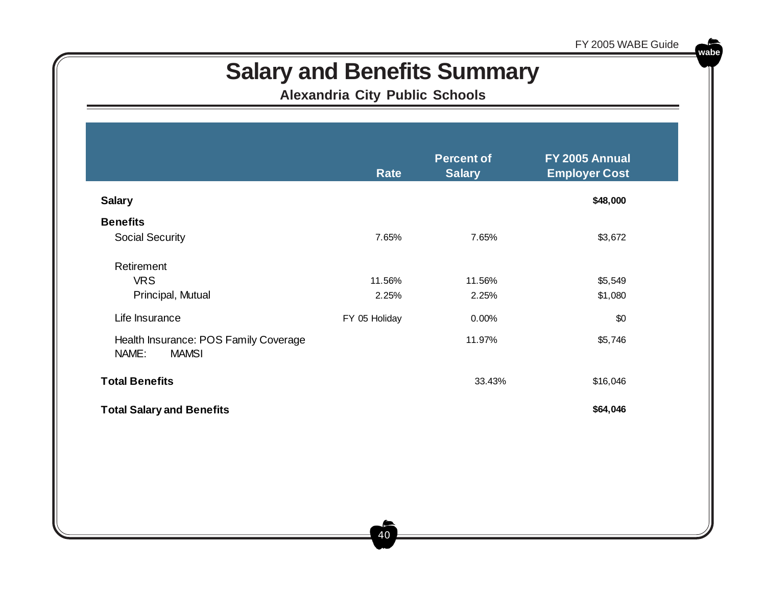# Salary and Benefits Summary

## Alexandria City Public Schools

| | Rate | Percent of Salary | FY 2005 Annual Employer Cost |
|---|---|---|---|
| **Salary** | | | **$48,000** |
| **Benefits** | | | |
| Social Security | 7.65% | 7.65% | $3,672 |
| Retirement | | | |
| VRS | 11.56% | 11.56% | $5,549 |
| Principal, Mutual | 2.25% | 2.25% | $1,080 |
| Life Insurance | FY 05 Holiday | 0.00% | $0 |
| Health Insurance: POS Family Coverage<br>NAME: MAMSI | | 11.97% | $5,746 |
| **Total Benefits** | | 33.43% | $16,046 |
| **Total Salary and Benefits** | | | **$64,046** |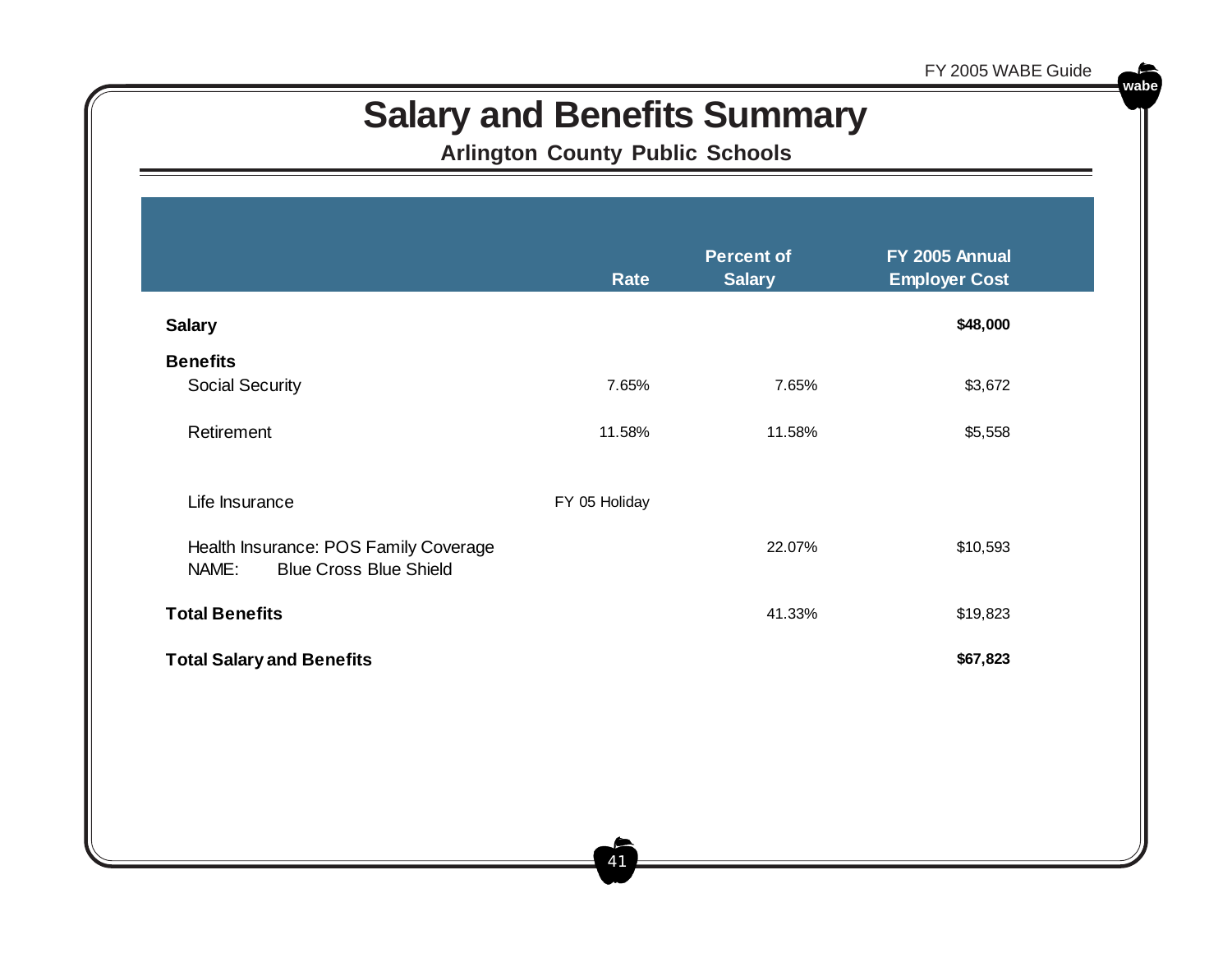# Salary and Benefits Summary

**Arlington County Public Schools**

| | Rate | Percent of Salary | FY 2005 Annual Employer Cost |
|---|---|---|---|
| **Salary** | | | **$48,000** |
| **Benefits** | | | |
| Social Security | 7.65% | 7.65% | $3,672 |
| Retirement | 11.58% | 11.58% | $5,558 |
| Life Insurance | FY 05 Holiday | | |
| Health Insurance: POS Family Coverage<br>NAME: Blue Cross Blue Shield | | 22.07% | $10,593 |
| **Total Benefits** | | 41.33% | $19,823 |
| **Total Salary and Benefits** | | | **$67,823** |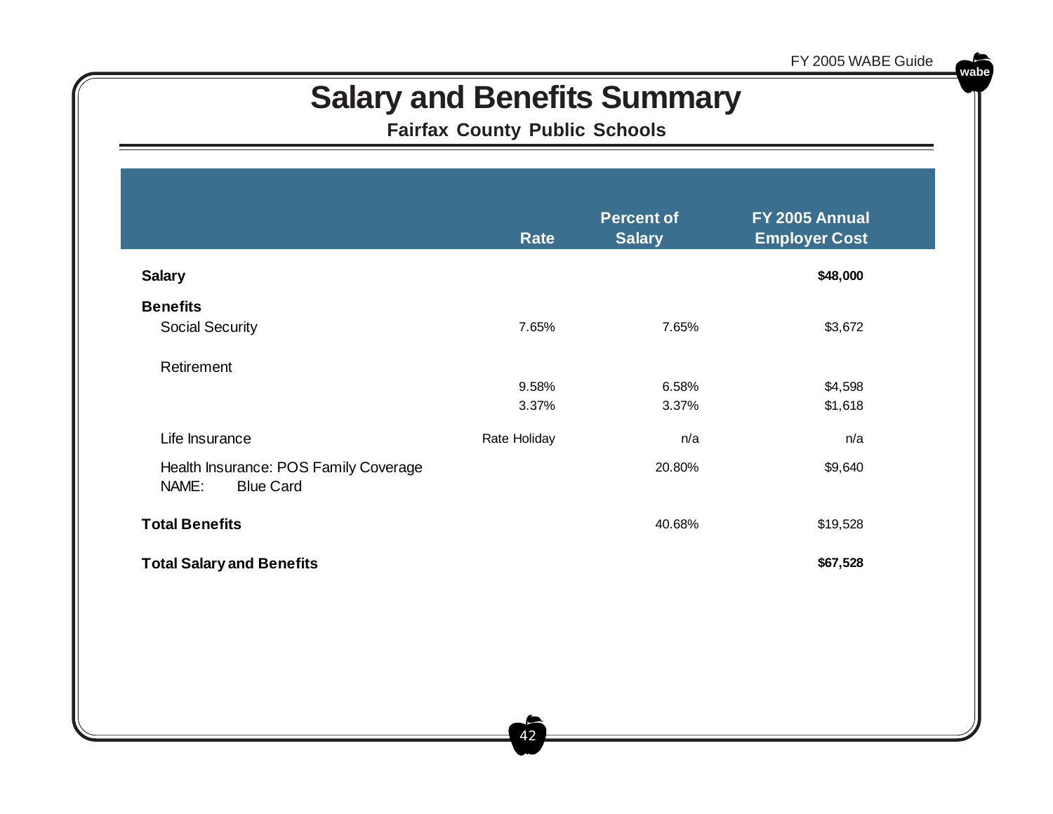# Salary and Benefits Summary

**Fairfax County Public Schools**

| | Rate | Percent of Salary | FY 2005 Annual Employer Cost |
|---|---|---|---|
| **Salary** | | | **$48,000** |
| **Benefits** | | | |
| Social Security | 7.65% | 7.65% | $3,672 |
| Retirement | | | |
| | 9.58% | 6.58% | $4,598 |
| | 3.37% | 3.37% | $1,618 |
| Life Insurance | Rate Holiday | n/a | n/a |
| Health Insurance: POS Family Coverage<br>NAME: Blue Card | | 20.80% | $9,640 |
| **Total Benefits** | | 40.68% | $19,528 |
| **Total Salary and Benefits** | | | **$67,528** |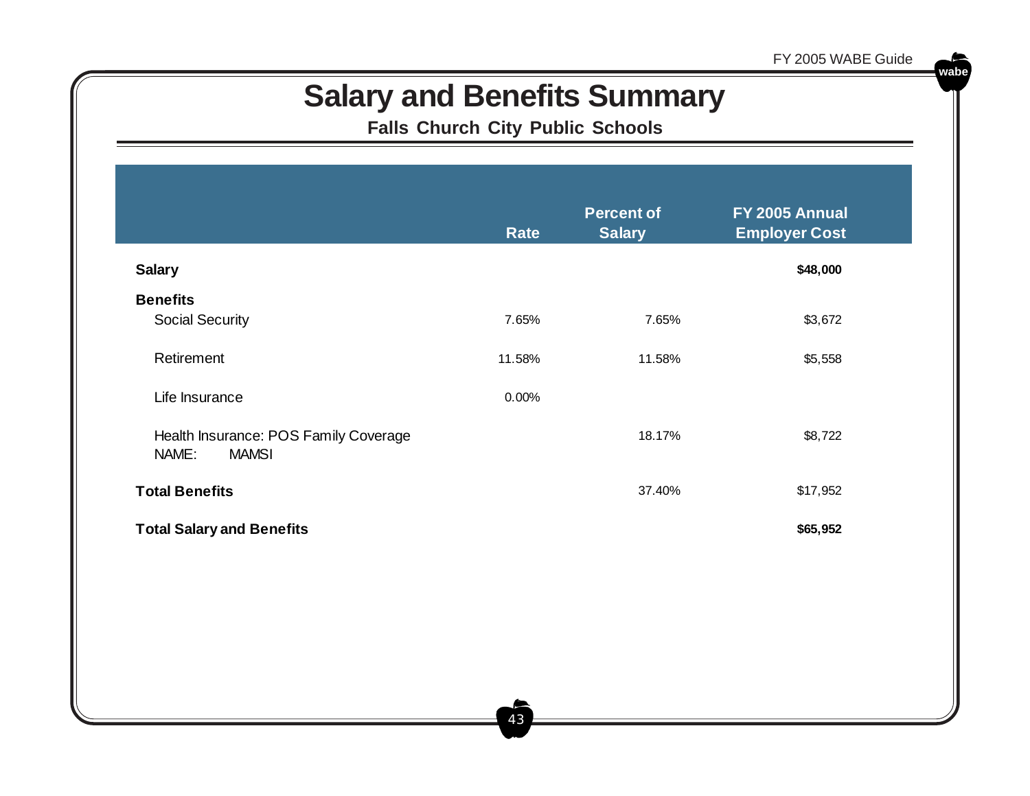# Salary and Benefits Summary

## Falls Church City Public Schools

| | Rate | Percent of Salary | FY 2005 Annual Employer Cost |
|---|---|---|---|
| **Salary** | | | **$48,000** |
| **Benefits** | | | |
| Social Security | 7.65% | 7.65% | $3,672 |
| Retirement | 11.58% | 11.58% | $5,558 |
| Life Insurance | 0.00% | | |
| Health Insurance: POS Family Coverage<br>NAME: MAMSI | | 18.17% | $8,722 |
| **Total Benefits** | | 37.40% | $17,952 |
| **Total Salary and Benefits** | | | **$65,952** |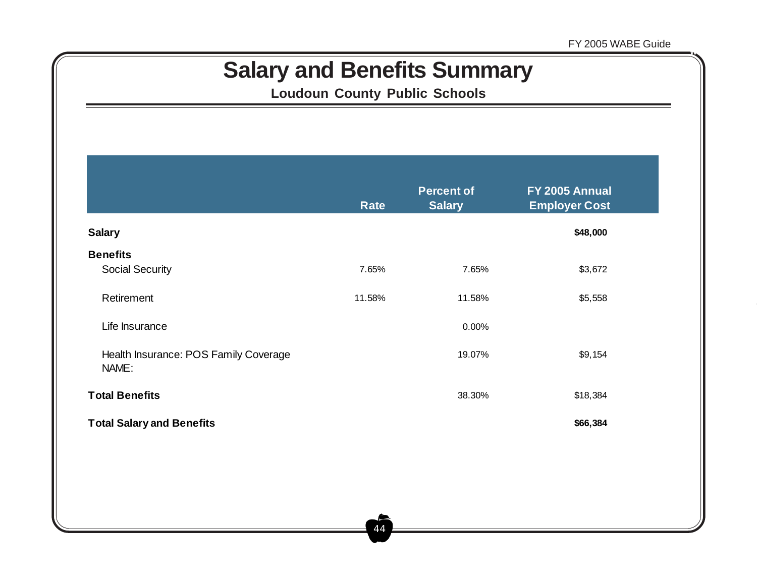# Salary and Benefits Summary

**Loudoun County Public Schools**

| | Rate | Percent of Salary | FY 2005 Annual Employer Cost |
|---|---|---|---|
| **Salary** | | | **$48,000** |
| **Benefits** | | | |
| Social Security | 7.65% | 7.65% | $3,672 |
| Retirement | 11.58% | 11.58% | $5,558 |
| Life Insurance | | 0.00% | |
| Health Insurance: POS Family Coverage NAME: | | 19.07% | $9,154 |
| **Total Benefits** | | 38.30% | $18,384 |
| **Total Salary and Benefits** | | | **$66,384** |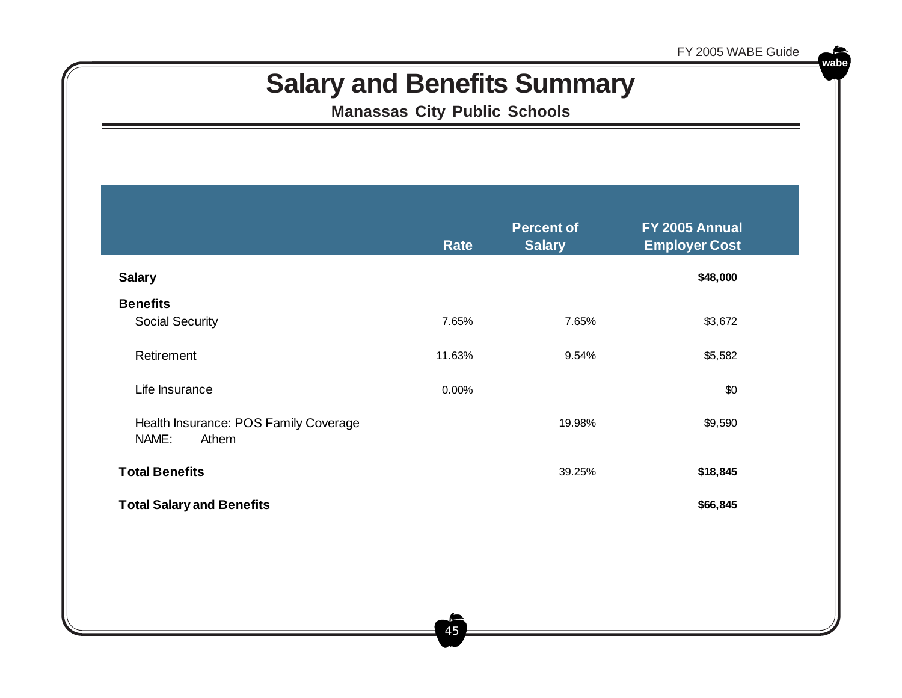# Salary and Benefits Summary

**Manassas City Public Schools**

| | Rate | Percent of Salary | FY 2005 Annual Employer Cost |
|---|---|---|---|
| **Salary** | | | **$48,000** |
| **Benefits** | | | |
| Social Security | 7.65% | 7.65% | $3,672 |
| Retirement | 11.63% | 9.54% | $5,582 |
| Life Insurance | 0.00% | | $0 |
| Health Insurance: POS Family Coverage<br>NAME: Athem | | 19.98% | $9,590 |
| **Total Benefits** | | 39.25% | **$18,845** |
| **Total Salary and Benefits** | | | **$66,845** |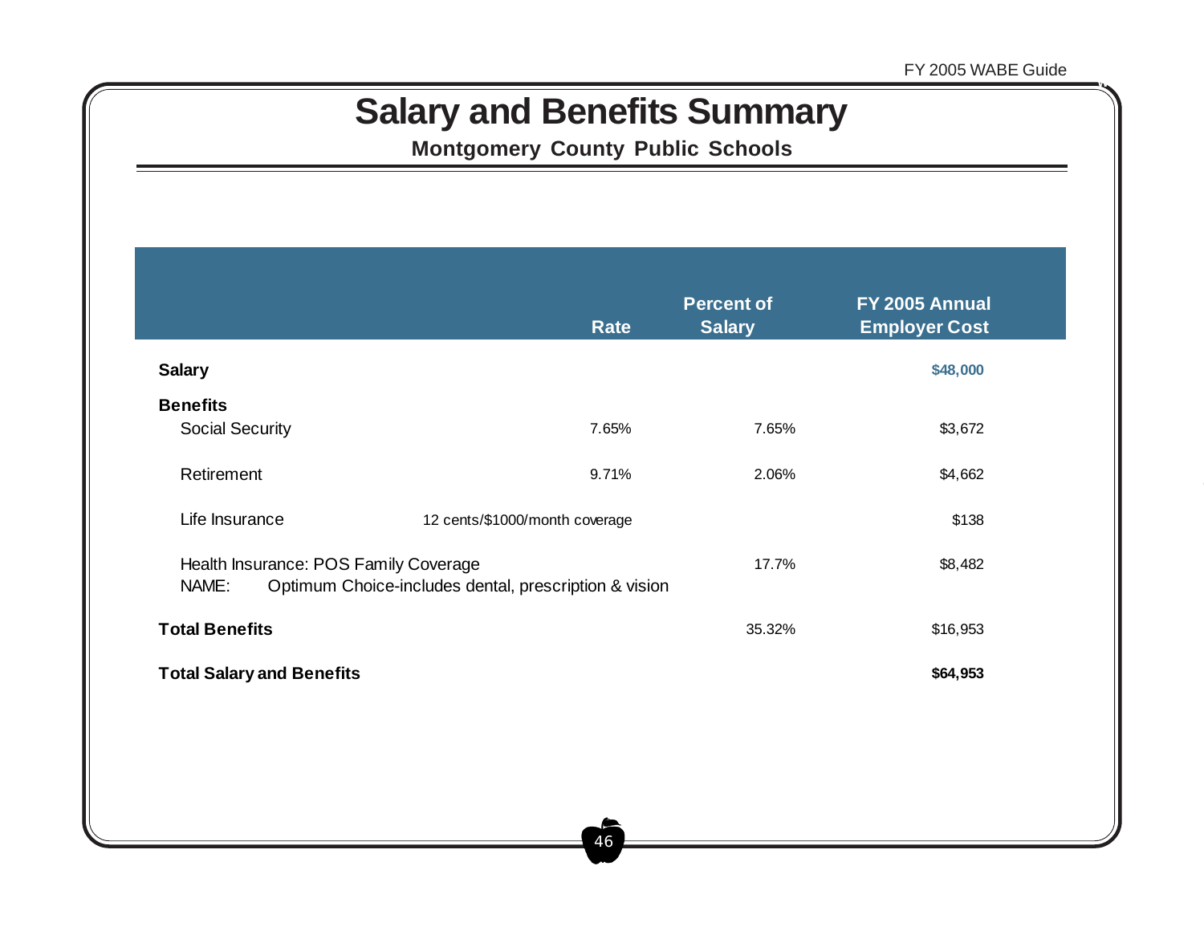# Salary and Benefits Summary

**Montgomery County Public Schools**

| | Rate | Percent of Salary | FY 2005 Annual Employer Cost |
|---|---|---|---|
| **Salary** | | | **$48,000** |
| **Benefits** | | | |
| Social Security | 7.65% | 7.65% | $3,672 |
| Retirement | 9.71% | 2.06% | $4,662 |
| Life Insurance | 12 cents/$1000/month coverage | | $138 |
| Health Insurance: POS Family Coverage<br>NAME: Optimum Choice-includes dental, prescription & vision | | 17.7% | $8,482 |
| **Total Benefits** | | 35.32% | $16,953 |
| **Total Salary and Benefits** | | | **$64,953** |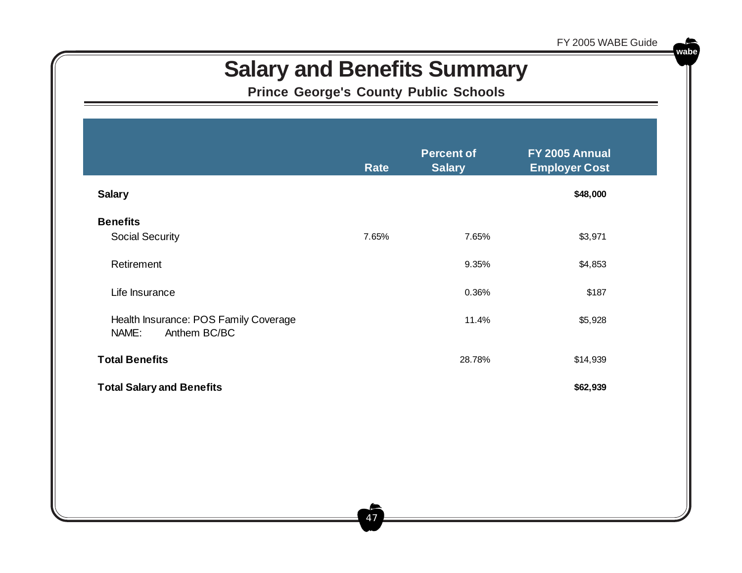# Salary and Benefits Summary

**Prince George's County Public Schools**

| | Rate | Percent of Salary | FY 2005 Annual Employer Cost |
|---|---|---|---|
| **Salary** | | | **$48,000** |
| **Benefits** | | | |
| Social Security | 7.65% | 7.65% | $3,971 |
| Retirement | | 9.35% | $4,853 |
| Life Insurance | | 0.36% | $187 |
| Health Insurance: POS Family Coverage<br>NAME: Anthem BC/BC | | 11.4% | $5,928 |
| **Total Benefits** | | 28.78% | $14,939 |
| **Total Salary and Benefits** | | | **$62,939** |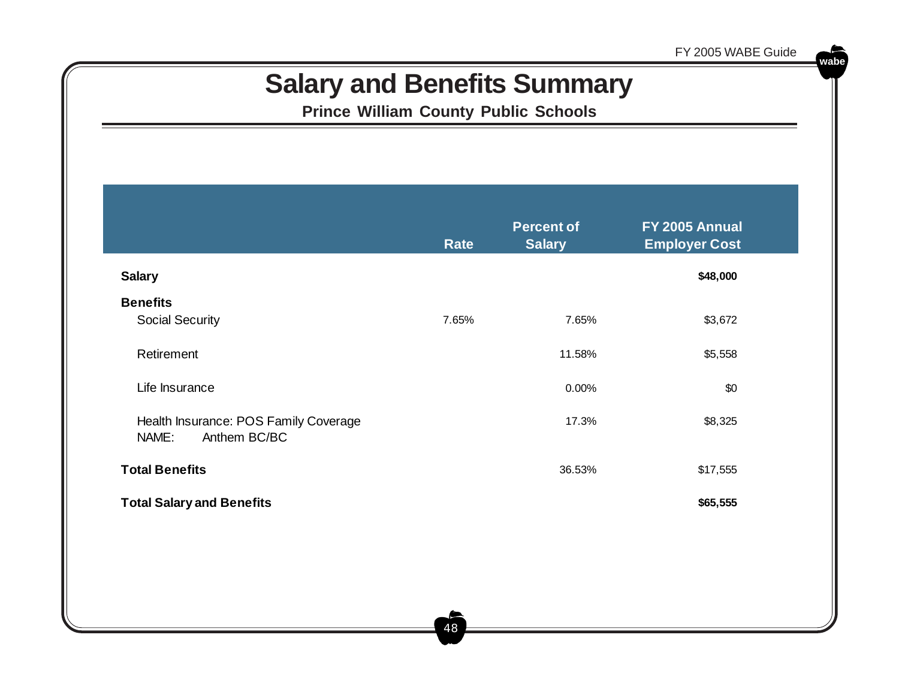# Salary and Benefits Summary

**Prince William County Public Schools**

| | Rate | Percent of Salary | FY 2005 Annual Employer Cost |
|---|---|---|---|
| **Salary** | | | **$48,000** |
| **Benefits** | | | |
| Social Security | 7.65% | 7.65% | $3,672 |
| Retirement | | 11.58% | $5,558 |
| Life Insurance | | 0.00% | $0 |
| Health Insurance: POS Family Coverage<br>NAME: Anthem BC/BC | | 17.3% | $8,325 |
| **Total Benefits** | | 36.53% | $17,555 |
| **Total Salary and Benefits** | | | **$65,555** |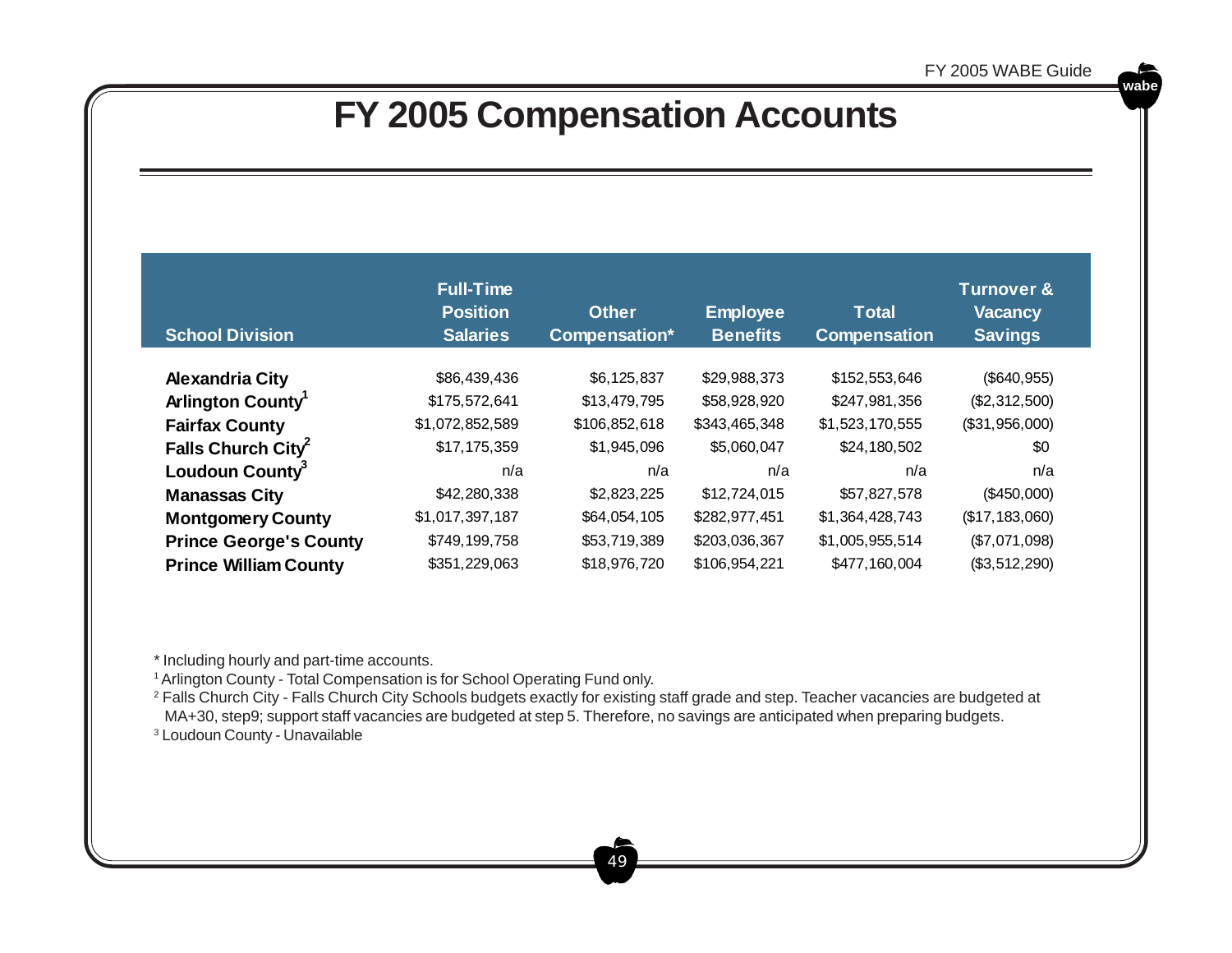# FY 2005 Compensation Accounts

| School Division | Full-Time Position Salaries | Other Compensation* | Employee Benefits | Total Compensation | Turnover & Vacancy Savings |
|---|---|---|---|---|---|
| **Alexandria City** | $86,439,436 | $6,125,837 | $29,988,373 | $152,553,646 | ($640,955) |
| **Arlington County**[1] | $175,572,641 | $13,479,795 | $58,928,920 | $247,981,356 | ($2,312,500) |
| **Fairfax County** | $1,072,852,589 | $106,852,618 | $343,465,348 | $1,523,170,555 | ($31,956,000) |
| **Falls Church City**[2] | $17,175,359 | $1,945,096 | $5,060,047 | $24,180,502 | $0 |
| **Loudoun County**[3] | n/a | n/a | n/a | n/a | n/a |
| **Manassas City** | $42,280,338 | $2,823,225 | $12,724,015 | $57,827,578 | ($450,000) |
| **Montgomery County** | $1,017,397,187 | $64,054,105 | $282,977,451 | $1,364,428,743 | ($17,183,060) |
| **Prince George's County** | $749,199,758 | $53,719,389 | $203,036,367 | $1,005,955,514 | ($7,071,098) |
| **Prince William County** | $351,229,063 | $18,976,720 | $106,954,221 | $477,160,004 | ($3,512,290) |

* Including hourly and part-time accounts.

[1] Arlington County - Total Compensation is for School Operating Fund only.

[2] Falls Church City - Falls Church City Schools budgets exactly for existing staff grade and step. Teacher vacancies are budgeted at MA+30, step9; support staff vacancies are budgeted at step 5. Therefore, no savings are anticipated when preparing budgets.

[3] Loudoun County - Unavailable